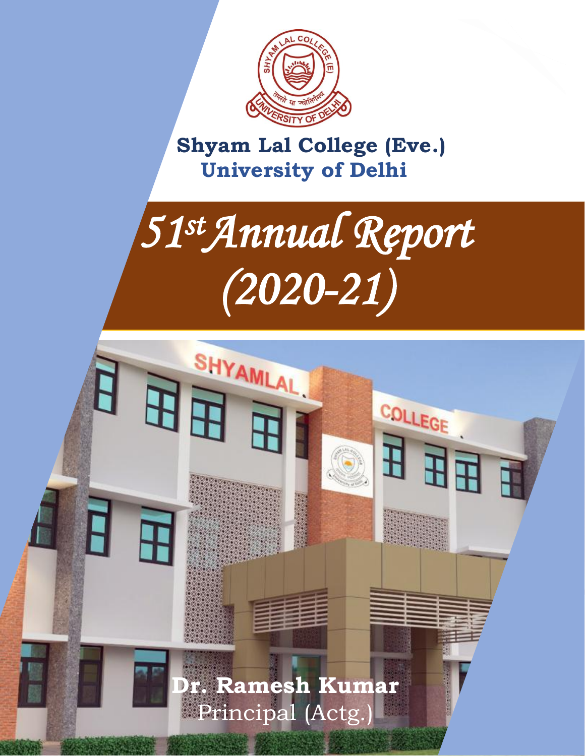Shyam Lal College (Eve.)

University of Delhi

# 51st Annual Report (2020-21)

**Dr. Ramesh Kumar**

Principal (Actg.)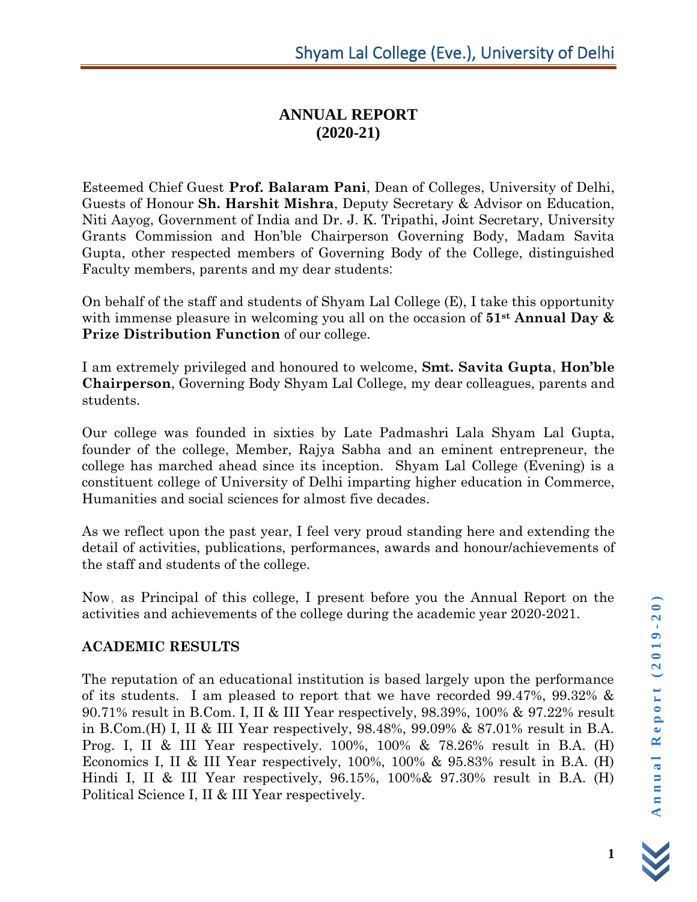# ANNUAL REPORT
# (2020-21)

Esteemed Chief Guest **Prof. Balaram Pani**, Dean of Colleges, University of Delhi, Guests of Honour **Sh. Harshit Mishra**, Deputy Secretary & Advisor on Education, Niti Aayog, Government of India and Dr. J. K. Tripathi, Joint Secretary, University Grants Commission and Hon'ble Chairperson Governing Body, Madam Savita Gupta, other respected members of Governing Body of the College, distinguished Faculty members, parents and my dear students:

On behalf of the staff and students of Shyam Lal College (E), I take this opportunity with immense pleasure in welcoming you all on the occasion of **51st Annual Day & Prize Distribution Function** of our college.

I am extremely privileged and honoured to welcome, **Smt. Savita Gupta**, **Hon'ble Chairperson**, Governing Body Shyam Lal College, my dear colleagues, parents and students.

Our college was founded in sixties by Late Padmashri Lala Shyam Lal Gupta, founder of the college, Member, Rajya Sabha and an eminent entrepreneur, the college has marched ahead since its inception. Shyam Lal College (Evening) is a constituent college of University of Delhi imparting higher education in Commerce, Humanities and social sciences for almost five decades.

As we reflect upon the past year, I feel very proud standing here and extending the detail of activities, publications, performances, awards and honour/achievements of the staff and students of the college.

Now, as Principal of this college, I present before you the Annual Report on the activities and achievements of the college during the academic year 2020-2021.

## ACADEMIC RESULTS

The reputation of an educational institution is based largely upon the performance of its students. I am pleased to report that we have recorded 99.47%, 99.32% & 90.71% result in B.Com. I, II & III Year respectively, 98.39%, 100% & 97.22% result in B.Com.(H) I, II & III Year respectively, 98.48%, 99.09% & 87.01% result in B.A. Prog. I, II & III Year respectively. 100%, 100% & 78.26% result in B.A. (H) Economics I, II & III Year respectively, 100%, 100% & 95.83% result in B.A. (H) Hindi I, II & III Year respectively, 96.15%, 100%& 97.30% result in B.A. (H) Political Science I, II & III Year respectively.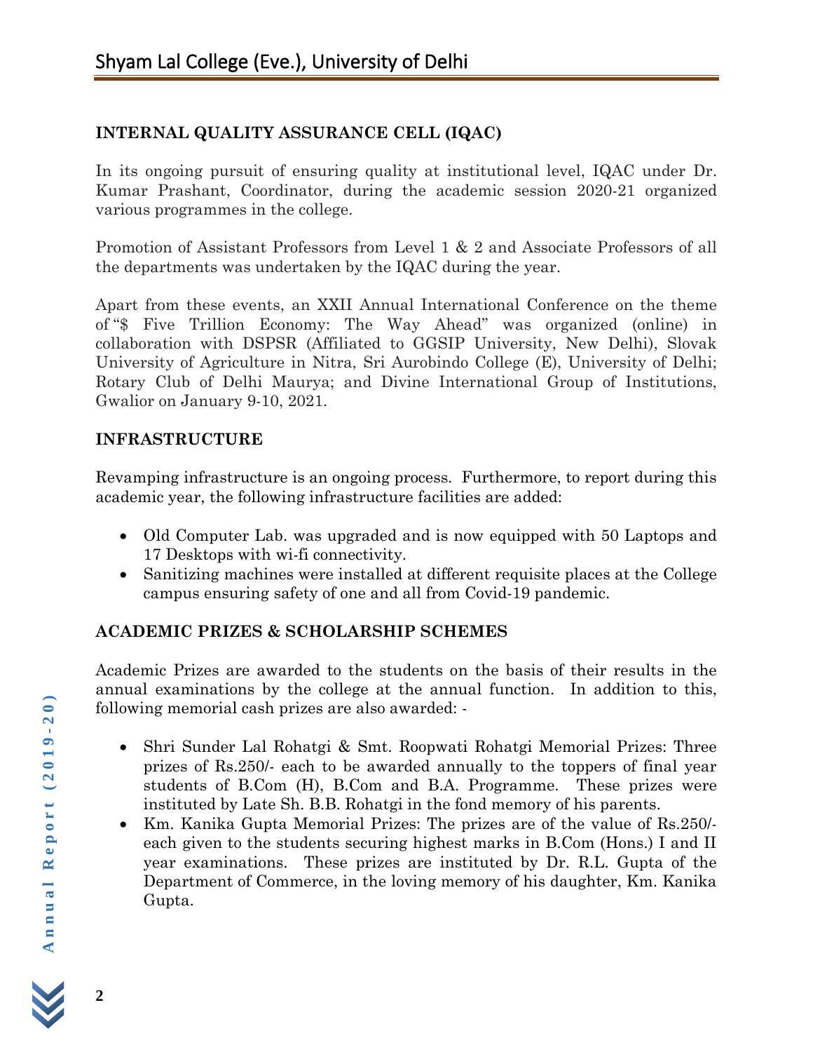## INTERNAL QUALITY ASSURANCE CELL (IQAC)

In its ongoing pursuit of ensuring quality at institutional level, IQAC under Dr. Kumar Prashant, Coordinator, during the academic session 2020-21 organized various programmes in the college.

Promotion of Assistant Professors from Level 1 & 2 and Associate Professors of all the departments was undertaken by the IQAC during the year.

Apart from these events, an XXII Annual International Conference on the theme of "$ Five Trillion Economy: The Way Ahead" was organized (online) in collaboration with DSPSR (Affiliated to GGSIP University, New Delhi), Slovak University of Agriculture in Nitra, Sri Aurobindo College (E), University of Delhi; Rotary Club of Delhi Maurya; and Divine International Group of Institutions, Gwalior on January 9-10, 2021.

## INFRASTRUCTURE

Revamping infrastructure is an ongoing process. Furthermore, to report during this academic year, the following infrastructure facilities are added:

- Old Computer Lab. was upgraded and is now equipped with 50 Laptops and 17 Desktops with wi-fi connectivity.
- Sanitizing machines were installed at different requisite places at the College campus ensuring safety of one and all from Covid-19 pandemic.

## ACADEMIC PRIZES & SCHOLARSHIP SCHEMES

Academic Prizes are awarded to the students on the basis of their results in the annual examinations by the college at the annual function. In addition to this, following memorial cash prizes are also awarded: -

- Shri Sunder Lal Rohatgi & Smt. Roopwati Rohatgi Memorial Prizes: Three prizes of Rs.250/- each to be awarded annually to the toppers of final year students of B.Com (H), B.Com and B.A. Programme. These prizes were instituted by Late Sh. B.B. Rohatgi in the fond memory of his parents.
- Km. Kanika Gupta Memorial Prizes: The prizes are of the value of Rs.250/- each given to the students securing highest marks in B.Com (Hons.) I and II year examinations. These prizes are instituted by Dr. R.L. Gupta of the Department of Commerce, in the loving memory of his daughter, Km. Kanika Gupta.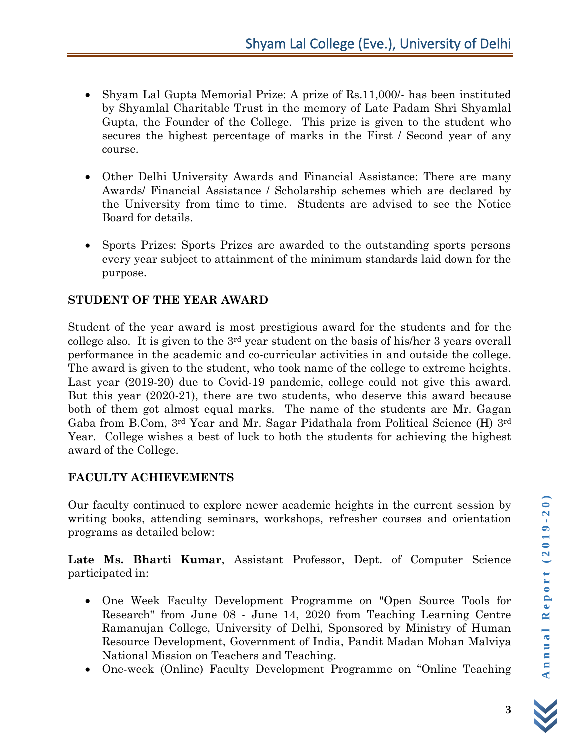- Shyam Lal Gupta Memorial Prize: A prize of Rs.11,000/- has been instituted by Shyamlal Charitable Trust in the memory of Late Padam Shri Shyamlal Gupta, the Founder of the College. This prize is given to the student who secures the highest percentage of marks in the First / Second year of any course.

- Other Delhi University Awards and Financial Assistance: There are many Awards/ Financial Assistance / Scholarship schemes which are declared by the University from time to time. Students are advised to see the Notice Board for details.

- Sports Prizes: Sports Prizes are awarded to the outstanding sports persons every year subject to attainment of the minimum standards laid down for the purpose.

## STUDENT OF THE YEAR AWARD

Student of the year award is most prestigious award for the students and for the college also. It is given to the 3rd year student on the basis of his/her 3 years overall performance in the academic and co-curricular activities in and outside the college. The award is given to the student, who took name of the college to extreme heights. Last year (2019-20) due to Covid-19 pandemic, college could not give this award. But this year (2020-21), there are two students, who deserve this award because both of them got almost equal marks. The name of the students are Mr. Gagan Gaba from B.Com, 3rd Year and Mr. Sagar Pidathala from Political Science (H) 3rd Year. College wishes a best of luck to both the students for achieving the highest award of the College.

## FACULTY ACHIEVEMENTS

Our faculty continued to explore newer academic heights in the current session by writing books, attending seminars, workshops, refresher courses and orientation programs as detailed below:

**Late Ms. Bharti Kumar**, Assistant Professor, Dept. of Computer Science participated in:

- One Week Faculty Development Programme on "Open Source Tools for Research" from June 08 - June 14, 2020 from Teaching Learning Centre Ramanujan College, University of Delhi, Sponsored by Ministry of Human Resource Development, Government of India, Pandit Madan Mohan Malviya National Mission on Teachers and Teaching.
- One-week (Online) Faculty Development Programme on "Online Teaching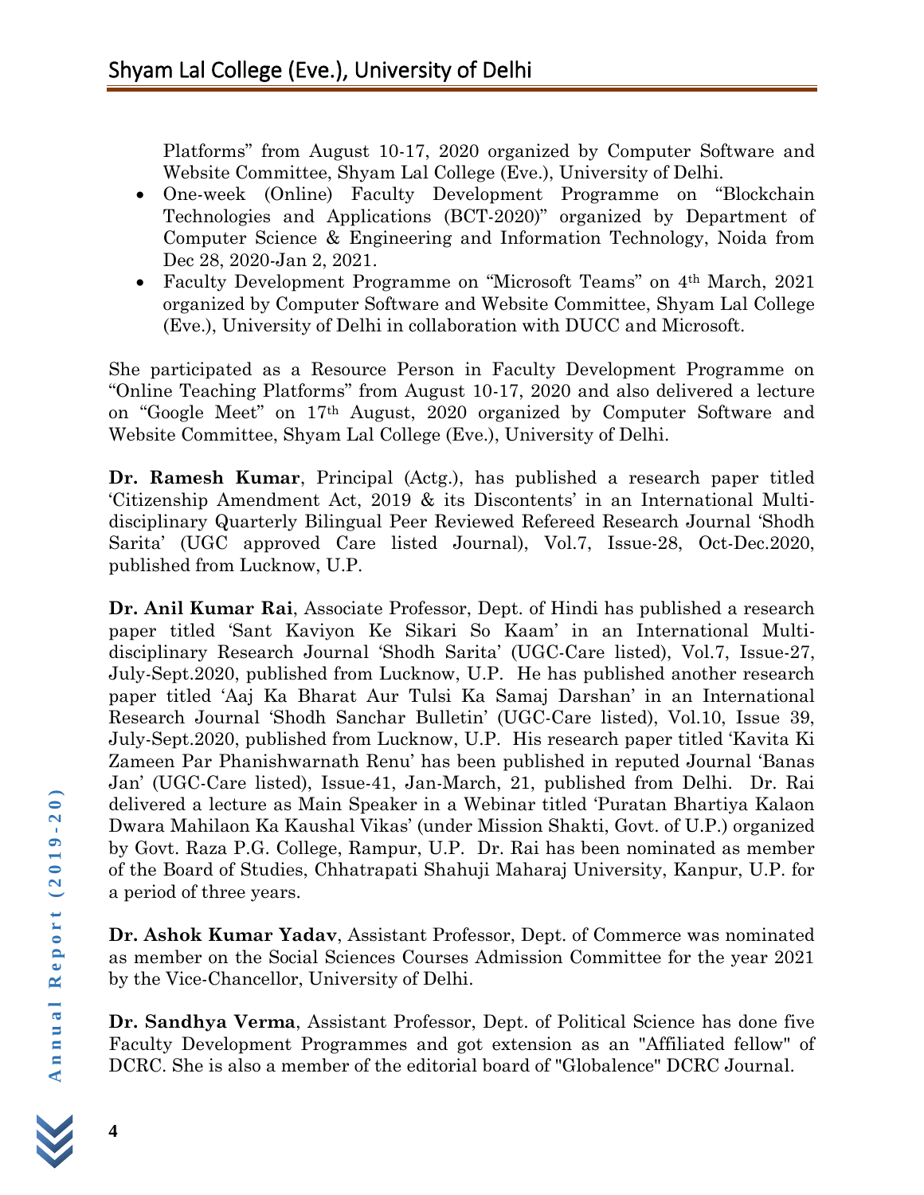Platforms" from August 10-17, 2020 organized by Computer Software and Website Committee, Shyam Lal College (Eve.), University of Delhi.

- One-week (Online) Faculty Development Programme on "Blockchain Technologies and Applications (BCT-2020)" organized by Department of Computer Science & Engineering and Information Technology, Noida from Dec 28, 2020-Jan 2, 2021.
- Faculty Development Programme on "Microsoft Teams" on 4th March, 2021 organized by Computer Software and Website Committee, Shyam Lal College (Eve.), University of Delhi in collaboration with DUCC and Microsoft.

She participated as a Resource Person in Faculty Development Programme on "Online Teaching Platforms" from August 10-17, 2020 and also delivered a lecture on "Google Meet" on 17th August, 2020 organized by Computer Software and Website Committee, Shyam Lal College (Eve.), University of Delhi.

**Dr. Ramesh Kumar**, Principal (Actg.), has published a research paper titled 'Citizenship Amendment Act, 2019 & its Discontents' in an International Multi-disciplinary Quarterly Bilingual Peer Reviewed Refereed Research Journal 'Shodh Sarita' (UGC approved Care listed Journal), Vol.7, Issue-28, Oct-Dec.2020, published from Lucknow, U.P.

**Dr. Anil Kumar Rai**, Associate Professor, Dept. of Hindi has published a research paper titled 'Sant Kaviyon Ke Sikari So Kaam' in an International Multi-disciplinary Research Journal 'Shodh Sarita' (UGC-Care listed), Vol.7, Issue-27, July-Sept.2020, published from Lucknow, U.P. He has published another research paper titled 'Aaj Ka Bharat Aur Tulsi Ka Samaj Darshan' in an International Research Journal 'Shodh Sanchar Bulletin' (UGC-Care listed), Vol.10, Issue 39, July-Sept.2020, published from Lucknow, U.P. His research paper titled 'Kavita Ki Zameen Par Phanishwarnath Renu' has been published in reputed Journal 'Banas Jan' (UGC-Care listed), Issue-41, Jan-March, 21, published from Delhi. Dr. Rai delivered a lecture as Main Speaker in a Webinar titled 'Puratan Bhartiya Kalaon Dwara Mahilaon Ka Kaushal Vikas' (under Mission Shakti, Govt. of U.P.) organized by Govt. Raza P.G. College, Rampur, U.P. Dr. Rai has been nominated as member of the Board of Studies, Chhatrapati Shahuji Maharaj University, Kanpur, U.P. for a period of three years.

**Dr. Ashok Kumar Yadav**, Assistant Professor, Dept. of Commerce was nominated as member on the Social Sciences Courses Admission Committee for the year 2021 by the Vice-Chancellor, University of Delhi.

**Dr. Sandhya Verma**, Assistant Professor, Dept. of Political Science has done five Faculty Development Programmes and got extension as an "Affiliated fellow" of DCRC. She is also a member of the editorial board of "Globalence" DCRC Journal.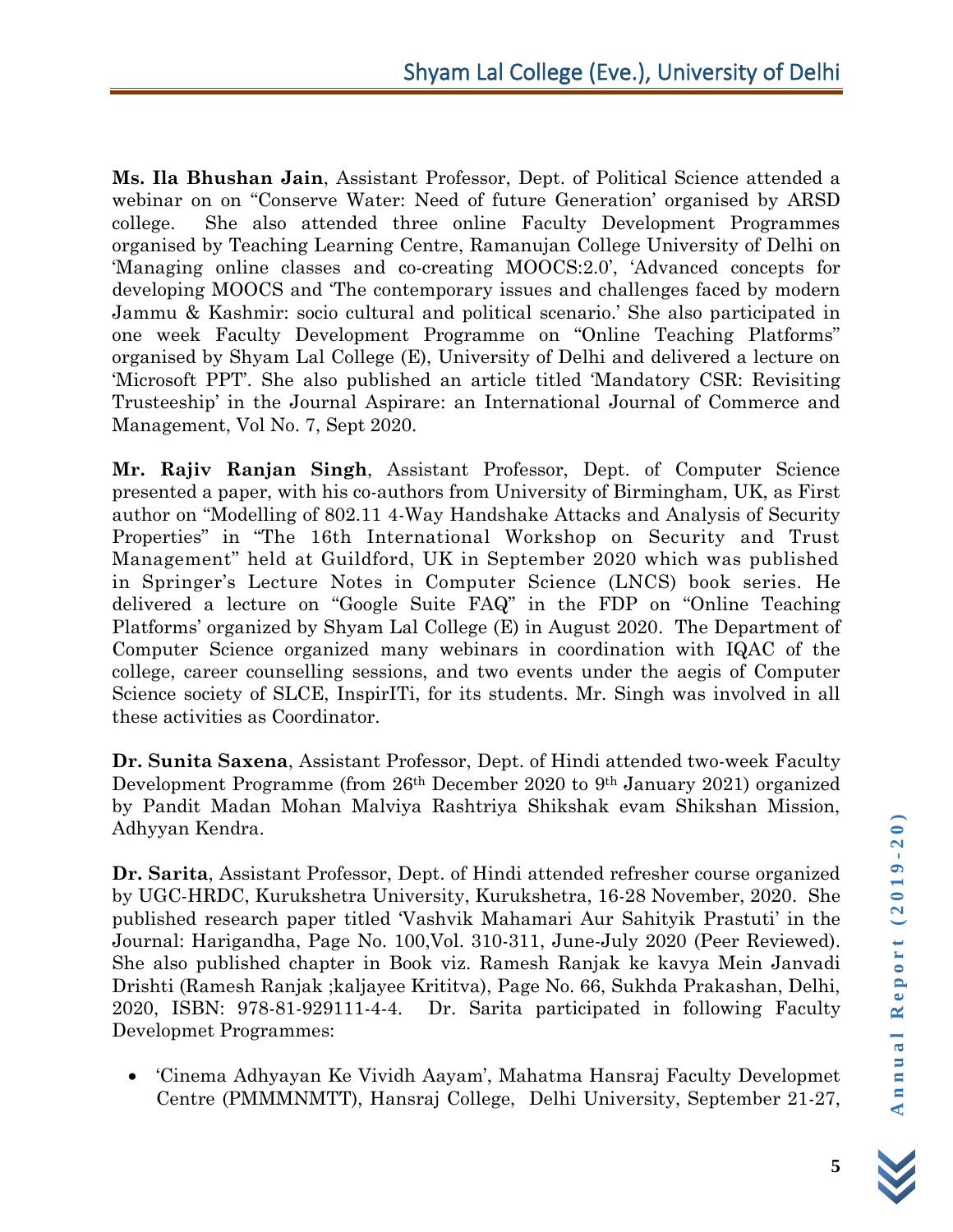**Ms. Ila Bhushan Jain**, Assistant Professor, Dept. of Political Science attended a webinar on on "Conserve Water: Need of future Generation' organised by ARSD college. She also attended three online Faculty Development Programmes organised by Teaching Learning Centre, Ramanujan College University of Delhi on 'Managing online classes and co-creating MOOCS:2.0', 'Advanced concepts for developing MOOCS and 'The contemporary issues and challenges faced by modern Jammu & Kashmir: socio cultural and political scenario.' She also participated in one week Faculty Development Programme on "Online Teaching Platforms" organised by Shyam Lal College (E), University of Delhi and delivered a lecture on 'Microsoft PPT'. She also published an article titled 'Mandatory CSR: Revisiting Trusteeship' in the Journal Aspirare: an International Journal of Commerce and Management, Vol No. 7, Sept 2020.

**Mr. Rajiv Ranjan Singh**, Assistant Professor, Dept. of Computer Science presented a paper, with his co-authors from University of Birmingham, UK, as First author on "Modelling of 802.11 4-Way Handshake Attacks and Analysis of Security Properties" in "The 16th International Workshop on Security and Trust Management" held at Guildford, UK in September 2020 which was published in Springer's Lecture Notes in Computer Science (LNCS) book series. He delivered a lecture on "Google Suite FAQ" in the FDP on "Online Teaching Platforms' organized by Shyam Lal College (E) in August 2020. The Department of Computer Science organized many webinars in coordination with IQAC of the college, career counselling sessions, and two events under the aegis of Computer Science society of SLCE, InspirITi, for its students. Mr. Singh was involved in all these activities as Coordinator.

**Dr. Sunita Saxena**, Assistant Professor, Dept. of Hindi attended two-week Faculty Development Programme (from 26th December 2020 to 9th January 2021) organized by Pandit Madan Mohan Malviya Rashtriya Shikshak evam Shikshan Mission, Adhyyan Kendra.

**Dr. Sarita**, Assistant Professor, Dept. of Hindi attended refresher course organized by UGC-HRDC, Kurukshetra University, Kurukshetra, 16-28 November, 2020. She published research paper titled 'Vashvik Mahamari Aur Sahityik Prastuti' in the Journal: Harigandha, Page No. 100,Vol. 310-311, June-July 2020 (Peer Reviewed). She also published chapter in Book viz. Ramesh Ranjak ke kavya Mein Janvadi Drishti (Ramesh Ranjak ;kaljayee Krititva), Page No. 66, Sukhda Prakashan, Delhi, 2020, ISBN: 978-81-929111-4-4. Dr. Sarita participated in following Faculty Developmet Programmes:

- 'Cinema Adhyayan Ke Vividh Aayam', Mahatma Hansraj Faculty Developmet Centre (PMMMNMTT), Hansraj College, Delhi University, September 21-27,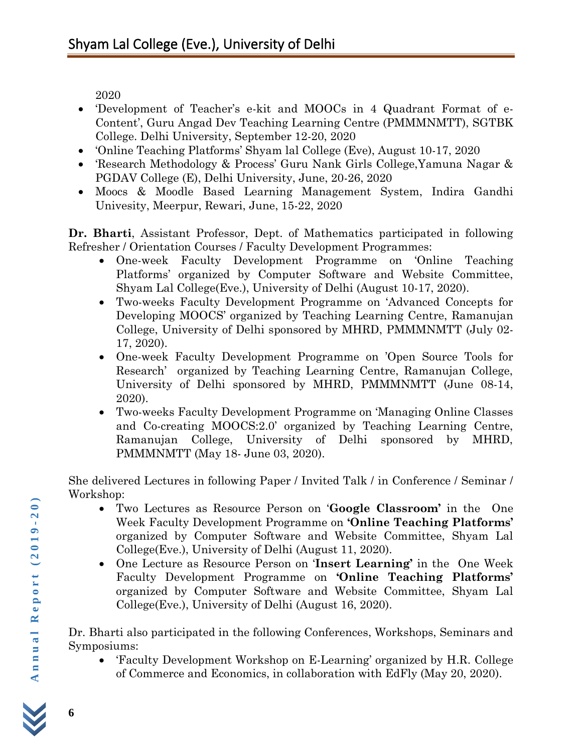2020

- 'Development of Teacher's e-kit and MOOCs in 4 Quadrant Format of e-Content', Guru Angad Dev Teaching Learning Centre (PMMMNMTT), SGTBK College. Delhi University, September 12-20, 2020
- 'Online Teaching Platforms' Shyam lal College (Eve), August 10-17, 2020
- 'Research Methodology & Process' Guru Nank Girls College,Yamuna Nagar & PGDAV College (E), Delhi University, June, 20-26, 2020
- Moocs & Moodle Based Learning Management System, Indira Gandhi Univesity, Meerpur, Rewari, June, 15-22, 2020

**Dr. Bharti**, Assistant Professor, Dept. of Mathematics participated in following Refresher / Orientation Courses / Faculty Development Programmes:

- One-week Faculty Development Programme on 'Online Teaching Platforms' organized by Computer Software and Website Committee, Shyam Lal College(Eve.), University of Delhi (August 10-17, 2020).
- Two-weeks Faculty Development Programme on 'Advanced Concepts for Developing MOOCS' organized by Teaching Learning Centre, Ramanujan College, University of Delhi sponsored by MHRD, PMMMNMTT (July 02-17, 2020).
- One-week Faculty Development Programme on 'Open Source Tools for Research' organized by Teaching Learning Centre, Ramanujan College, University of Delhi sponsored by MHRD, PMMMNMTT (June 08-14, 2020).
- Two-weeks Faculty Development Programme on 'Managing Online Classes and Co-creating MOOCS:2.0' organized by Teaching Learning Centre, Ramanujan College, University of Delhi sponsored by MHRD, PMMMNMTT (May 18- June 03, 2020).

She delivered Lectures in following Paper / Invited Talk / in Conference / Seminar / Workshop:

- Two Lectures as Resource Person on '**Google Classroom'** in the One Week Faculty Development Programme on **'Online Teaching Platforms'** organized by Computer Software and Website Committee, Shyam Lal College(Eve.), University of Delhi (August 11, 2020).
- One Lecture as Resource Person on '**Insert Learning'** in the One Week Faculty Development Programme on **'Online Teaching Platforms'** organized by Computer Software and Website Committee, Shyam Lal College(Eve.), University of Delhi (August 16, 2020).

Dr. Bharti also participated in the following Conferences, Workshops, Seminars and Symposiums:

- 'Faculty Development Workshop on E-Learning' organized by H.R. College of Commerce and Economics, in collaboration with EdFly (May 20, 2020).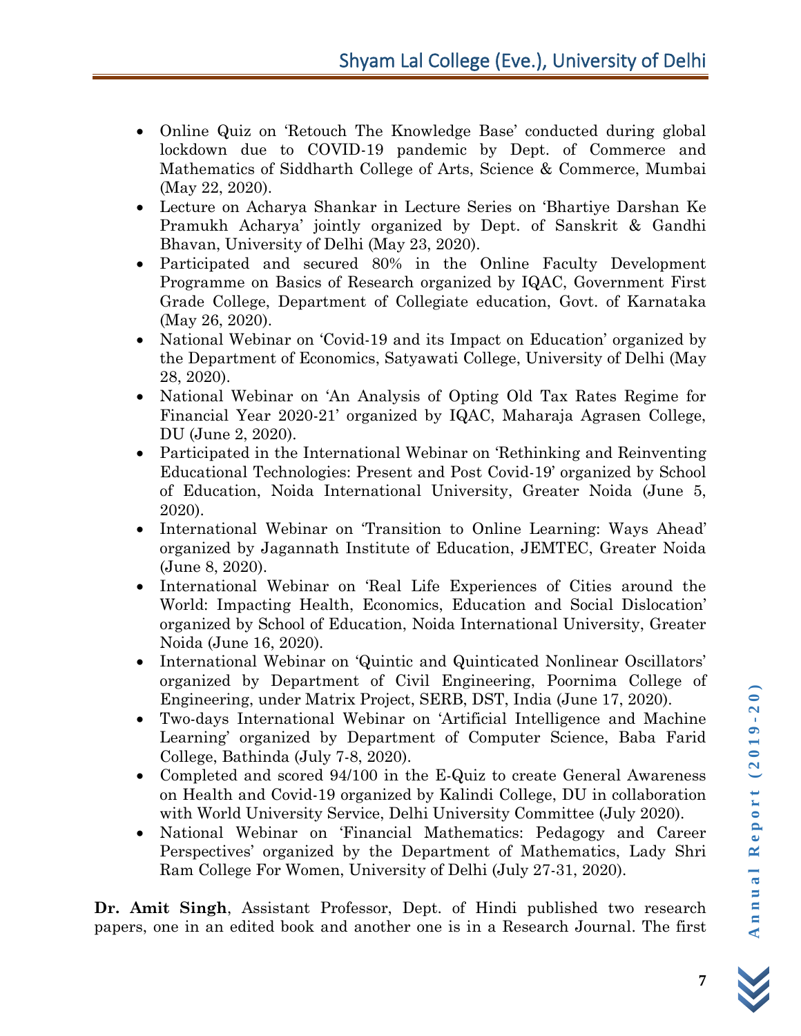- Online Quiz on 'Retouch The Knowledge Base' conducted during global lockdown due to COVID-19 pandemic by Dept. of Commerce and Mathematics of Siddharth College of Arts, Science & Commerce, Mumbai (May 22, 2020).
- Lecture on Acharya Shankar in Lecture Series on 'Bhartiye Darshan Ke Pramukh Acharya' jointly organized by Dept. of Sanskrit & Gandhi Bhavan, University of Delhi (May 23, 2020).
- Participated and secured 80% in the Online Faculty Development Programme on Basics of Research organized by IQAC, Government First Grade College, Department of Collegiate education, Govt. of Karnataka (May 26, 2020).
- National Webinar on 'Covid-19 and its Impact on Education' organized by the Department of Economics, Satyawati College, University of Delhi (May 28, 2020).
- National Webinar on 'An Analysis of Opting Old Tax Rates Regime for Financial Year 2020-21' organized by IQAC, Maharaja Agrasen College, DU (June 2, 2020).
- Participated in the International Webinar on 'Rethinking and Reinventing Educational Technologies: Present and Post Covid-19' organized by School of Education, Noida International University, Greater Noida (June 5, 2020).
- International Webinar on 'Transition to Online Learning: Ways Ahead' organized by Jagannath Institute of Education, JEMTEC, Greater Noida (June 8, 2020).
- International Webinar on 'Real Life Experiences of Cities around the World: Impacting Health, Economics, Education and Social Dislocation' organized by School of Education, Noida International University, Greater Noida (June 16, 2020).
- International Webinar on 'Quintic and Quinticated Nonlinear Oscillators' organized by Department of Civil Engineering, Poornima College of Engineering, under Matrix Project, SERB, DST, India (June 17, 2020).
- Two-days International Webinar on 'Artificial Intelligence and Machine Learning' organized by Department of Computer Science, Baba Farid College, Bathinda (July 7-8, 2020).
- Completed and scored 94/100 in the E-Quiz to create General Awareness on Health and Covid-19 organized by Kalindi College, DU in collaboration with World University Service, Delhi University Committee (July 2020).
- National Webinar on 'Financial Mathematics: Pedagogy and Career Perspectives' organized by the Department of Mathematics, Lady Shri Ram College For Women, University of Delhi (July 27-31, 2020).

**Dr. Amit Singh**, Assistant Professor, Dept. of Hindi published two research papers, one in an edited book and another one is in a Research Journal. The first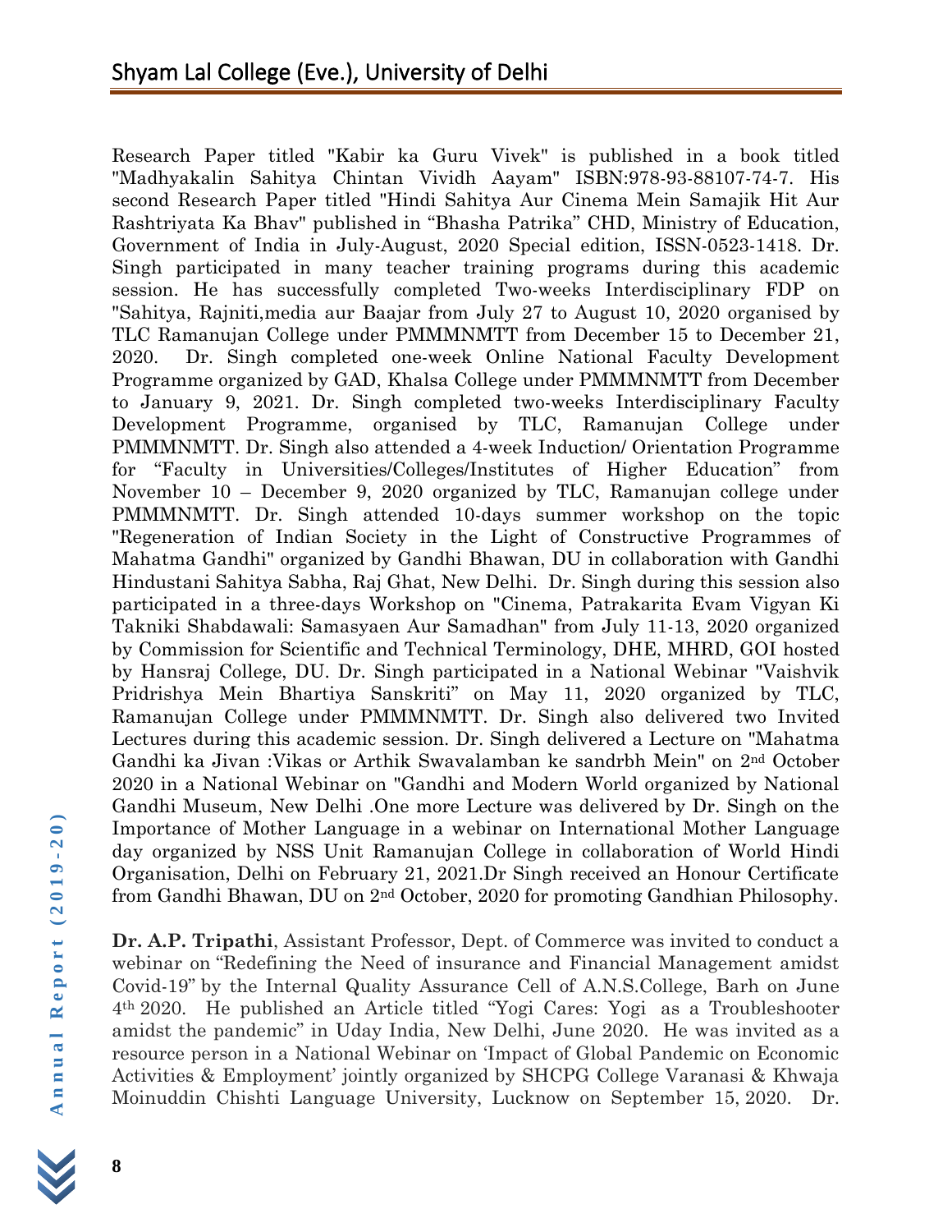Research Paper titled "Kabir ka Guru Vivek" is published in a book titled "Madhyakalin Sahitya Chintan Vividh Aayam" ISBN:978-93-88107-74-7. His second Research Paper titled "Hindi Sahitya Aur Cinema Mein Samajik Hit Aur Rashtriyata Ka Bhav" published in "Bhasha Patrika" CHD, Ministry of Education, Government of India in July-August, 2020 Special edition, ISSN-0523-1418. Dr. Singh participated in many teacher training programs during this academic session. He has successfully completed Two-weeks Interdisciplinary FDP on "Sahitya, Rajniti,media aur Baajar from July 27 to August 10, 2020 organised by TLC Ramanujan College under PMMMNMTT from December 15 to December 21, 2020. Dr. Singh completed one-week Online National Faculty Development Programme organized by GAD, Khalsa College under PMMMNMTT from December to January 9, 2021. Dr. Singh completed two-weeks Interdisciplinary Faculty Development Programme, organised by TLC, Ramanujan College under PMMMNMTT. Dr. Singh also attended a 4-week Induction/ Orientation Programme for "Faculty in Universities/Colleges/Institutes of Higher Education" from November 10 – December 9, 2020 organized by TLC, Ramanujan college under PMMMNMTT. Dr. Singh attended 10-days summer workshop on the topic "Regeneration of Indian Society in the Light of Constructive Programmes of Mahatma Gandhi" organized by Gandhi Bhawan, DU in collaboration with Gandhi Hindustani Sahitya Sabha, Raj Ghat, New Delhi. Dr. Singh during this session also participated in a three-days Workshop on "Cinema, Patrakarita Evam Vigyan Ki Takniki Shabdawali: Samasyaen Aur Samadhan" from July 11-13, 2020 organized by Commission for Scientific and Technical Terminology, DHE, MHRD, GOI hosted by Hansraj College, DU. Dr. Singh participated in a National Webinar "Vaishvik Pridrishya Mein Bhartiya Sanskriti" on May 11, 2020 organized by TLC, Ramanujan College under PMMMNMTT. Dr. Singh also delivered two Invited Lectures during this academic session. Dr. Singh delivered a Lecture on "Mahatma Gandhi ka Jivan :Vikas or Arthik Swavalamban ke sandrbh Mein" on 2nd October 2020 in a National Webinar on "Gandhi and Modern World organized by National Gandhi Museum, New Delhi .One more Lecture was delivered by Dr. Singh on the Importance of Mother Language in a webinar on International Mother Language day organized by NSS Unit Ramanujan College in collaboration of World Hindi Organisation, Delhi on February 21, 2021.Dr Singh received an Honour Certificate from Gandhi Bhawan, DU on 2nd October, 2020 for promoting Gandhian Philosophy.

**Dr. A.P. Tripathi**, Assistant Professor, Dept. of Commerce was invited to conduct a webinar on "Redefining the Need of insurance and Financial Management amidst Covid-19" by the Internal Quality Assurance Cell of A.N.S.College, Barh on June 4th 2020. He published an Article titled "Yogi Cares: Yogi as a Troubleshooter amidst the pandemic" in Uday India, New Delhi, June 2020. He was invited as a resource person in a National Webinar on 'Impact of Global Pandemic on Economic Activities & Employment' jointly organized by SHCPG College Varanasi & Khwaja Moinuddin Chishti Language University, Lucknow on September 15, 2020. Dr.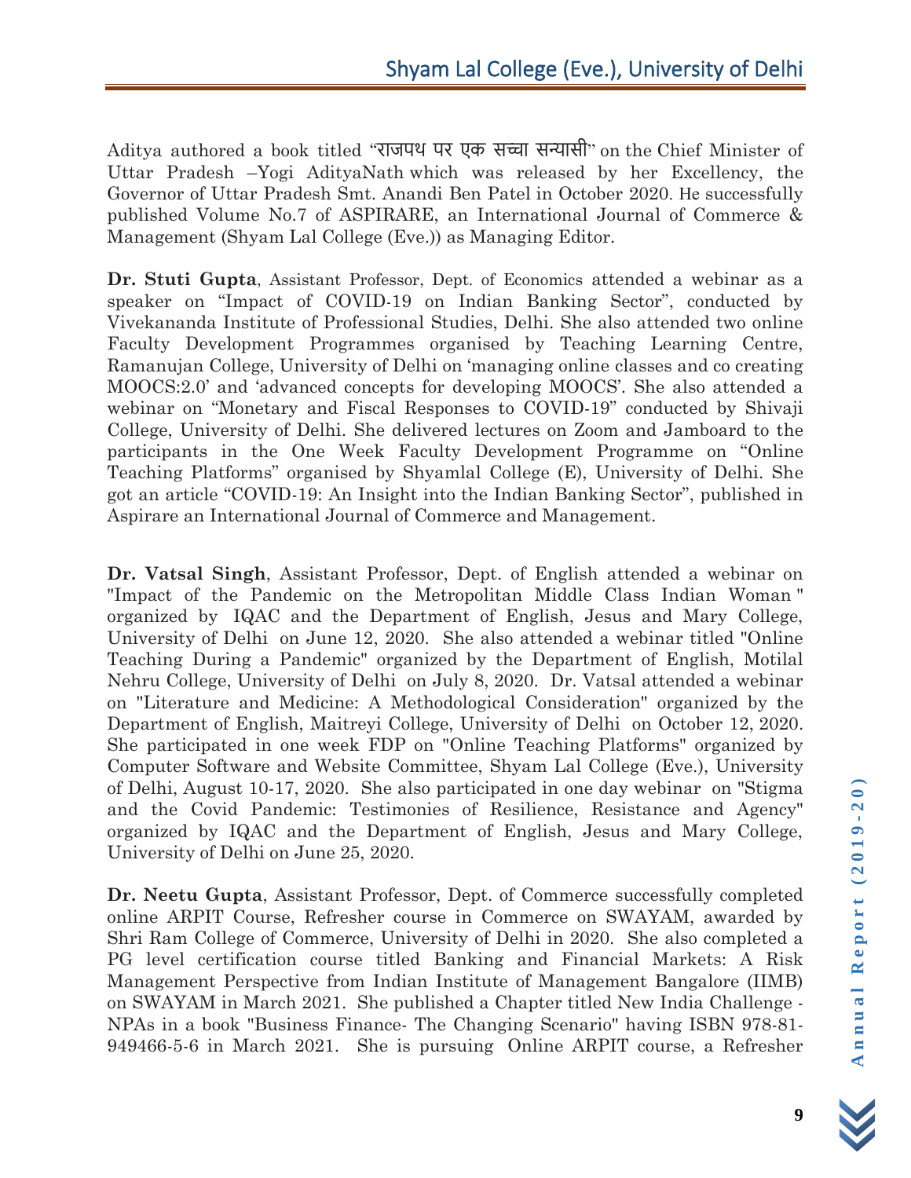Aditya authored a book titled “राजपथ पर एक सच्चा सन्यासी” on the Chief Minister of Uttar Pradesh –Yogi AdityaNath which was released by her Excellency, the Governor of Uttar Pradesh Smt. Anandi Ben Patel in October 2020. He successfully published Volume No.7 of ASPIRARE, an International Journal of Commerce & Management (Shyam Lal College (Eve.)) as Managing Editor.

**Dr. Stuti Gupta**, Assistant Professor, Dept. of Economics attended a webinar as a speaker on “Impact of COVID-19 on Indian Banking Sector”, conducted by Vivekananda Institute of Professional Studies, Delhi. She also attended two online Faculty Development Programmes organised by Teaching Learning Centre, Ramanujan College, University of Delhi on ‘managing online classes and co creating MOOCS:2.0’ and ‘advanced concepts for developing MOOCS’. She also attended a webinar on “Monetary and Fiscal Responses to COVID-19” conducted by Shivaji College, University of Delhi. She delivered lectures on Zoom and Jamboard to the participants in the One Week Faculty Development Programme on “Online Teaching Platforms” organised by Shyamlal College (E), University of Delhi. She got an article “COVID-19: An Insight into the Indian Banking Sector”, published in Aspirare an International Journal of Commerce and Management.

**Dr. Vatsal Singh**, Assistant Professor, Dept. of English attended a webinar on "Impact of the Pandemic on the Metropolitan Middle Class Indian Woman " organized by IQAC and the Department of English, Jesus and Mary College, University of Delhi on June 12, 2020. She also attended a webinar titled "Online Teaching During a Pandemic" organized by the Department of English, Motilal Nehru College, University of Delhi on July 8, 2020. Dr. Vatsal attended a webinar on "Literature and Medicine: A Methodological Consideration" organized by the Department of English, Maitreyi College, University of Delhi on October 12, 2020. She participated in one week FDP on "Online Teaching Platforms" organized by Computer Software and Website Committee, Shyam Lal College (Eve.), University of Delhi, August 10-17, 2020. She also participated in one day webinar on "Stigma and the Covid Pandemic: Testimonies of Resilience, Resistance and Agency" organized by IQAC and the Department of English, Jesus and Mary College, University of Delhi on June 25, 2020.

**Dr. Neetu Gupta**, Assistant Professor, Dept. of Commerce successfully completed online ARPIT Course, Refresher course in Commerce on SWAYAM, awarded by Shri Ram College of Commerce, University of Delhi in 2020. She also completed a PG level certification course titled Banking and Financial Markets: A Risk Management Perspective from Indian Institute of Management Bangalore (IIMB) on SWAYAM in March 2021. She published a Chapter titled New India Challenge - NPAs in a book "Business Finance- The Changing Scenario" having ISBN 978-81-949466-5-6 in March 2021. She is pursuing Online ARPIT course, a Refresher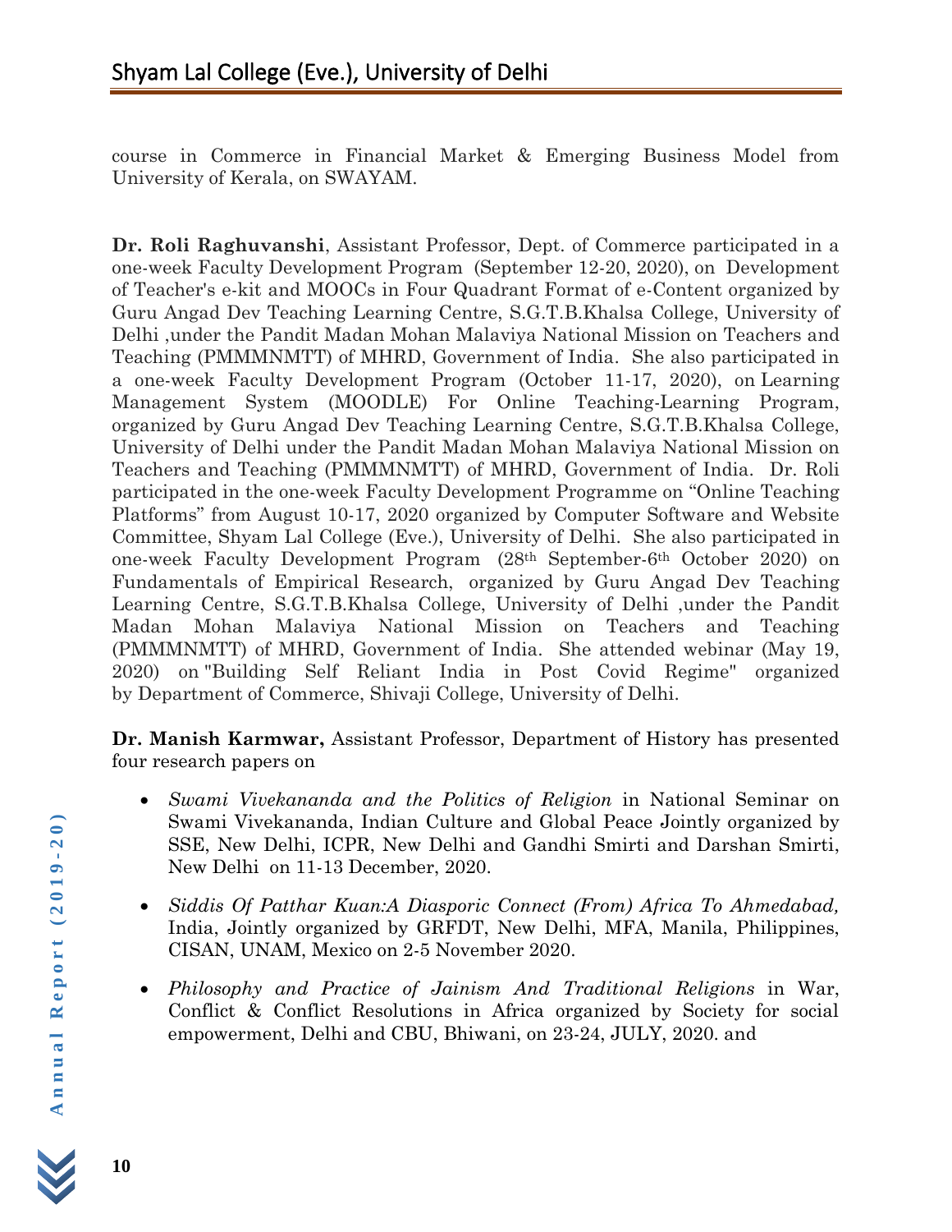course in Commerce in Financial Market & Emerging Business Model from University of Kerala, on SWAYAM.

**Dr. Roli Raghuvanshi**, Assistant Professor, Dept. of Commerce participated in a one-week Faculty Development Program (September 12-20, 2020), on Development of Teacher's e-kit and MOOCs in Four Quadrant Format of e-Content organized by Guru Angad Dev Teaching Learning Centre, S.G.T.B.Khalsa College, University of Delhi ,under the Pandit Madan Mohan Malaviya National Mission on Teachers and Teaching (PMMMNMTT) of MHRD, Government of India. She also participated in a one-week Faculty Development Program (October 11-17, 2020), on Learning Management System (MOODLE) For Online Teaching-Learning Program, organized by Guru Angad Dev Teaching Learning Centre, S.G.T.B.Khalsa College, University of Delhi under the Pandit Madan Mohan Malaviya National Mission on Teachers and Teaching (PMMMNMTT) of MHRD, Government of India. Dr. Roli participated in the one-week Faculty Development Programme on "Online Teaching Platforms" from August 10-17, 2020 organized by Computer Software and Website Committee, Shyam Lal College (Eve.), University of Delhi. She also participated in one-week Faculty Development Program (28th September-6th October 2020) on Fundamentals of Empirical Research, organized by Guru Angad Dev Teaching Learning Centre, S.G.T.B.Khalsa College, University of Delhi ,under the Pandit Madan Mohan Malaviya National Mission on Teachers and Teaching (PMMMNMTT) of MHRD, Government of India. She attended webinar (May 19, 2020) on "Building Self Reliant India in Post Covid Regime" organized by Department of Commerce, Shivaji College, University of Delhi.

**Dr. Manish Karmwar,** Assistant Professor, Department of History has presented four research papers on

- *Swami Vivekananda and the Politics of Religion* in National Seminar on Swami Vivekananda, Indian Culture and Global Peace Jointly organized by SSE, New Delhi, ICPR, New Delhi and Gandhi Smirti and Darshan Smirti, New Delhi on 11-13 December, 2020.
- *Siddis Of Patthar Kuan:A Diasporic Connect (From) Africa To Ahmedabad,* India, Jointly organized by GRFDT, New Delhi, MFA, Manila, Philippines, CISAN, UNAM, Mexico on 2-5 November 2020.
- *Philosophy and Practice of Jainism And Traditional Religions* in War, Conflict & Conflict Resolutions in Africa organized by Society for social empowerment, Delhi and CBU, Bhiwani, on 23-24, JULY, 2020. and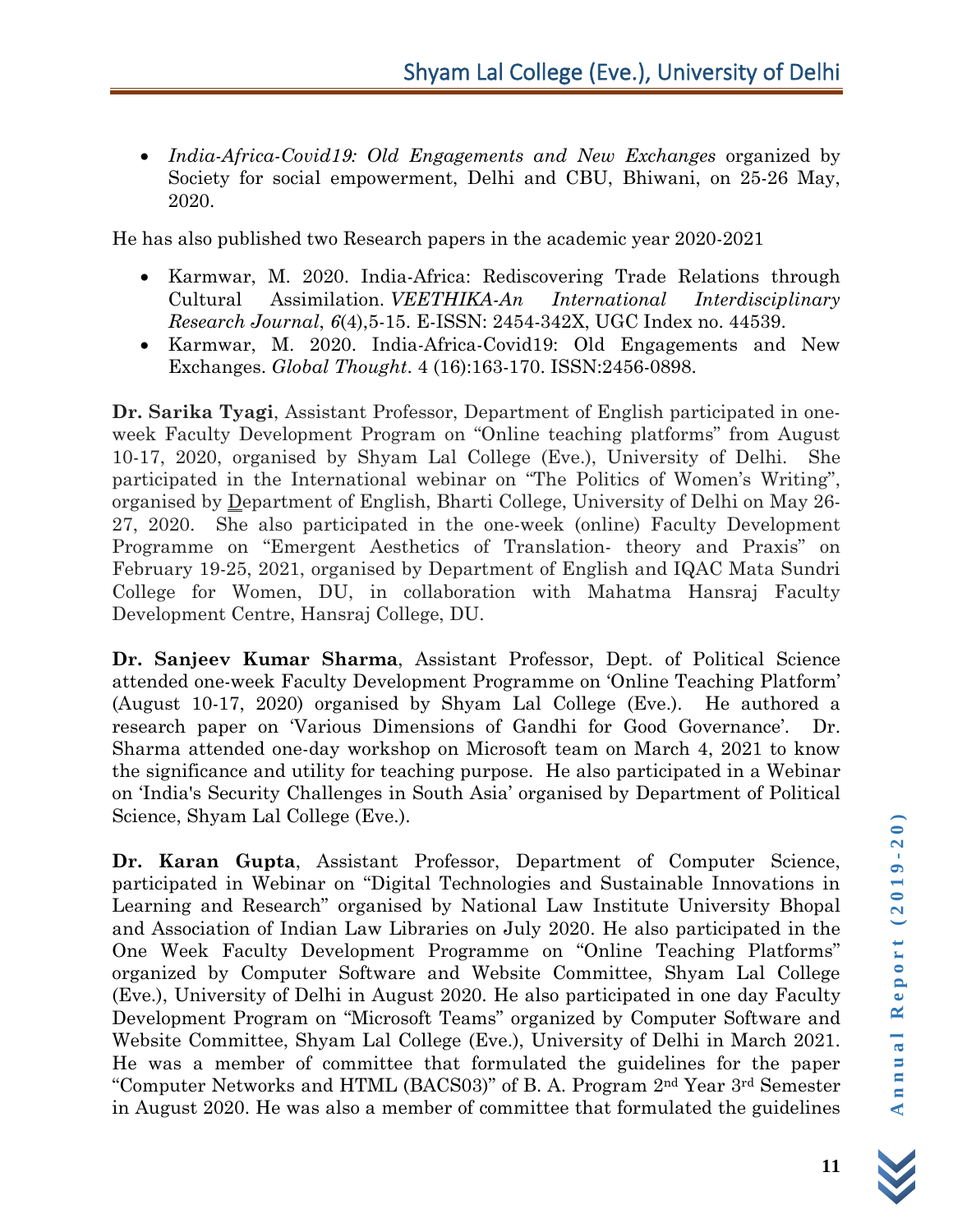- *India-Africa-Covid19: Old Engagements and New Exchanges* organized by Society for social empowerment, Delhi and CBU, Bhiwani, on 25-26 May, 2020.

He has also published two Research papers in the academic year 2020-2021

- Karmwar, M. 2020. India-Africa: Rediscovering Trade Relations through Cultural Assimilation. *VEETHIKA-An International Interdisciplinary Research Journal*, *6*(4),5-15. E-ISSN: 2454-342X, UGC Index no. 44539.
- Karmwar, M. 2020. India-Africa-Covid19: Old Engagements and New Exchanges. *Global Thought*. 4 (16):163-170. ISSN:2456-0898.

**Dr. Sarika Tyagi**, Assistant Professor, Department of English participated in one-week Faculty Development Program on "Online teaching platforms" from August 10-17, 2020, organised by Shyam Lal College (Eve.), University of Delhi. She participated in the International webinar on "The Politics of Women's Writing", organised by Department of English, Bharti College, University of Delhi on May 26-27, 2020. She also participated in the one-week (online) Faculty Development Programme on "Emergent Aesthetics of Translation- theory and Praxis" on February 19-25, 2021, organised by Department of English and IQAC Mata Sundri College for Women, DU, in collaboration with Mahatma Hansraj Faculty Development Centre, Hansraj College, DU.

**Dr. Sanjeev Kumar Sharma**, Assistant Professor, Dept. of Political Science attended one-week Faculty Development Programme on 'Online Teaching Platform' (August 10-17, 2020) organised by Shyam Lal College (Eve.). He authored a research paper on 'Various Dimensions of Gandhi for Good Governance'. Dr. Sharma attended one-day workshop on Microsoft team on March 4, 2021 to know the significance and utility for teaching purpose. He also participated in a Webinar on 'India's Security Challenges in South Asia' organised by Department of Political Science, Shyam Lal College (Eve.).

**Dr. Karan Gupta**, Assistant Professor, Department of Computer Science, participated in Webinar on "Digital Technologies and Sustainable Innovations in Learning and Research" organised by National Law Institute University Bhopal and Association of Indian Law Libraries on July 2020. He also participated in the One Week Faculty Development Programme on "Online Teaching Platforms" organized by Computer Software and Website Committee, Shyam Lal College (Eve.), University of Delhi in August 2020. He also participated in one day Faculty Development Program on "Microsoft Teams" organized by Computer Software and Website Committee, Shyam Lal College (Eve.), University of Delhi in March 2021. He was a member of committee that formulated the guidelines for the paper "Computer Networks and HTML (BACS03)" of B. A. Program 2nd Year 3rd Semester in August 2020. He was also a member of committee that formulated the guidelines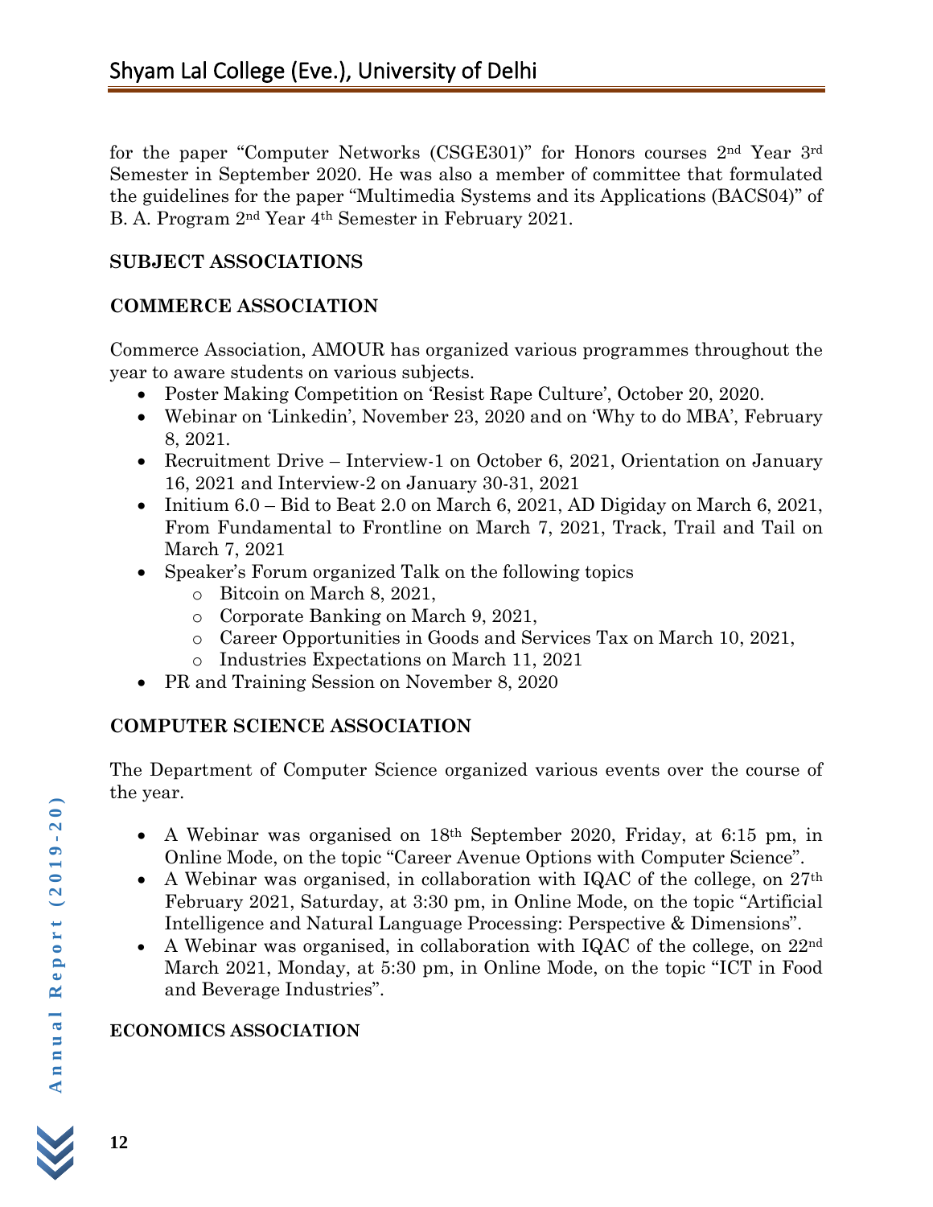for the paper "Computer Networks (CSGE301)" for Honors courses 2nd Year 3rd Semester in September 2020. He was also a member of committee that formulated the guidelines for the paper "Multimedia Systems and its Applications (BACS04)" of B. A. Program 2nd Year 4th Semester in February 2021.

## SUBJECT ASSOCIATIONS

### COMMERCE ASSOCIATION

Commerce Association, AMOUR has organized various programmes throughout the year to aware students on various subjects.

- Poster Making Competition on 'Resist Rape Culture', October 20, 2020.
- Webinar on 'Linkedin', November 23, 2020 and on 'Why to do MBA', February 8, 2021.
- Recruitment Drive – Interview-1 on October 6, 2021, Orientation on January 16, 2021 and Interview-2 on January 30-31, 2021
- Initium 6.0 – Bid to Beat 2.0 on March 6, 2021, AD Digiday on March 6, 2021, From Fundamental to Frontline on March 7, 2021, Track, Trail and Tail on March 7, 2021
- Speaker's Forum organized Talk on the following topics
  - Bitcoin on March 8, 2021,
  - Corporate Banking on March 9, 2021,
  - Career Opportunities in Goods and Services Tax on March 10, 2021,
  - Industries Expectations on March 11, 2021
- PR and Training Session on November 8, 2020

### COMPUTER SCIENCE ASSOCIATION

The Department of Computer Science organized various events over the course of the year.

- A Webinar was organised on 18th September 2020, Friday, at 6:15 pm, in Online Mode, on the topic "Career Avenue Options with Computer Science".
- A Webinar was organised, in collaboration with IQAC of the college, on 27th February 2021, Saturday, at 3:30 pm, in Online Mode, on the topic "Artificial Intelligence and Natural Language Processing: Perspective & Dimensions".
- A Webinar was organised, in collaboration with IQAC of the college, on 22nd March 2021, Monday, at 5:30 pm, in Online Mode, on the topic "ICT in Food and Beverage Industries".

### ECONOMICS ASSOCIATION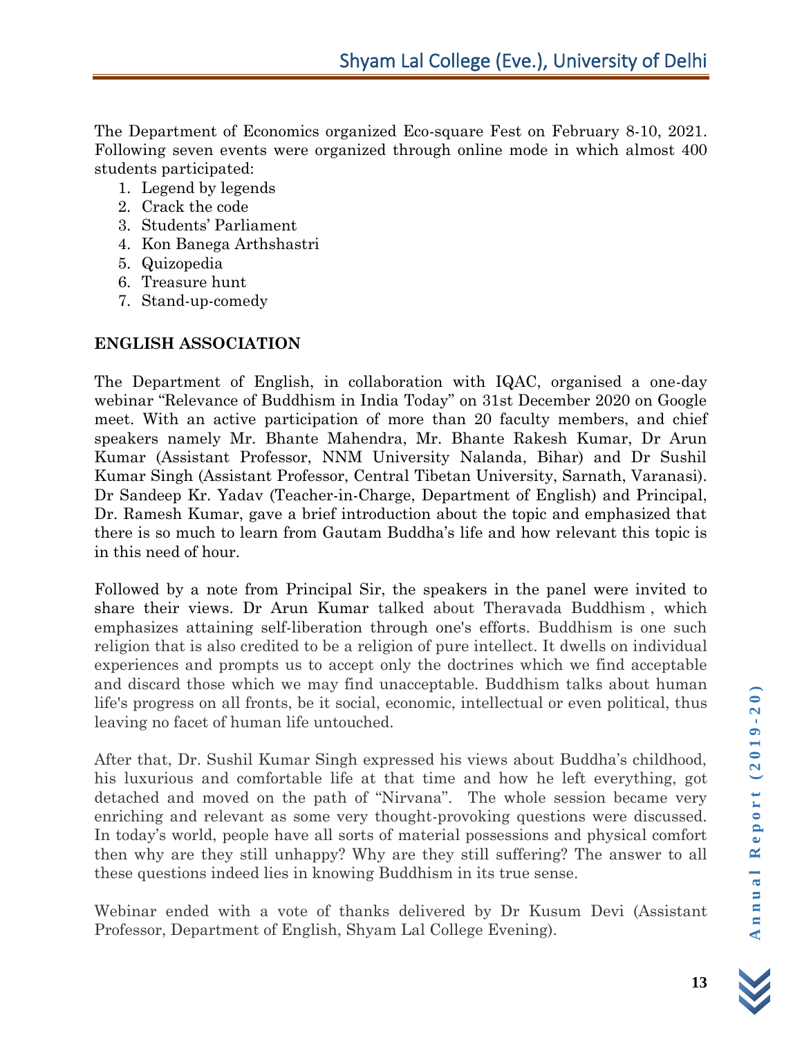The Department of Economics organized Eco-square Fest on February 8-10, 2021. Following seven events were organized through online mode in which almost 400 students participated:

1. Legend by legends
2. Crack the code
3. Students' Parliament
4. Kon Banega Arthshastri
5. Quizopedia
6. Treasure hunt
7. Stand-up-comedy

**ENGLISH ASSOCIATION**

The Department of English, in collaboration with IQAC, organised a one-day webinar "Relevance of Buddhism in India Today" on 31st December 2020 on Google meet. With an active participation of more than 20 faculty members, and chief speakers namely Mr. Bhante Mahendra, Mr. Bhante Rakesh Kumar, Dr Arun Kumar (Assistant Professor, NNM University Nalanda, Bihar) and Dr Sushil Kumar Singh (Assistant Professor, Central Tibetan University, Sarnath, Varanasi). Dr Sandeep Kr. Yadav (Teacher-in-Charge, Department of English) and Principal, Dr. Ramesh Kumar, gave a brief introduction about the topic and emphasized that there is so much to learn from Gautam Buddha's life and how relevant this topic is in this need of hour.

Followed by a note from Principal Sir, the speakers in the panel were invited to share their views. Dr Arun Kumar talked about Theravada Buddhism , which emphasizes attaining self-liberation through one's efforts. Buddhism is one such religion that is also credited to be a religion of pure intellect. It dwells on individual experiences and prompts us to accept only the doctrines which we find acceptable and discard those which we may find unacceptable. Buddhism talks about human life's progress on all fronts, be it social, economic, intellectual or even political, thus leaving no facet of human life untouched.

After that, Dr. Sushil Kumar Singh expressed his views about Buddha's childhood, his luxurious and comfortable life at that time and how he left everything, got detached and moved on the path of "Nirvana". The whole session became very enriching and relevant as some very thought-provoking questions were discussed. In today's world, people have all sorts of material possessions and physical comfort then why are they still unhappy? Why are they still suffering? The answer to all these questions indeed lies in knowing Buddhism in its true sense.

Webinar ended with a vote of thanks delivered by Dr Kusum Devi (Assistant Professor, Department of English, Shyam Lal College Evening).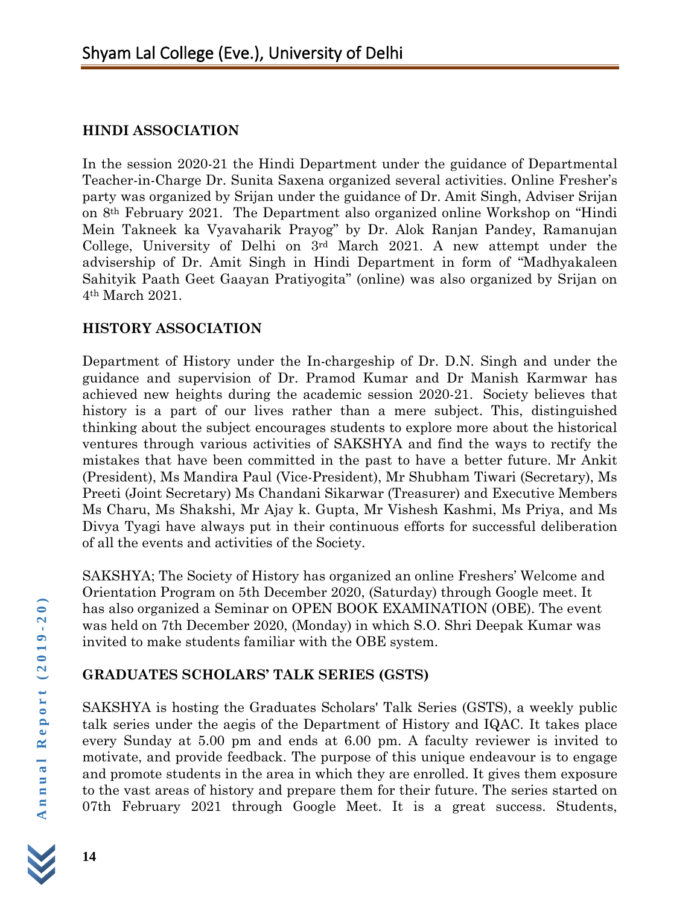## HINDI ASSOCIATION

In the session 2020-21 the Hindi Department under the guidance of Departmental Teacher-in-Charge Dr. Sunita Saxena organized several activities. Online Fresher's party was organized by Srijan under the guidance of Dr. Amit Singh, Adviser Srijan on 8th February 2021. The Department also organized online Workshop on "Hindi Mein Takneek ka Vyavaharik Prayog" by Dr. Alok Ranjan Pandey, Ramanujan College, University of Delhi on 3rd March 2021. A new attempt under the advisership of Dr. Amit Singh in Hindi Department in form of "Madhyakaleen Sahityik Paath Geet Gaayan Pratiyogita" (online) was also organized by Srijan on 4th March 2021.

## HISTORY ASSOCIATION

Department of History under the In-chargeship of Dr. D.N. Singh and under the guidance and supervision of Dr. Pramod Kumar and Dr Manish Karmwar has achieved new heights during the academic session 2020-21. Society believes that history is a part of our lives rather than a mere subject. This, distinguished thinking about the subject encourages students to explore more about the historical ventures through various activities of SAKSHYA and find the ways to rectify the mistakes that have been committed in the past to have a better future. Mr Ankit (President), Ms Mandira Paul (Vice-President), Mr Shubham Tiwari (Secretary), Ms Preeti (Joint Secretary) Ms Chandani Sikarwar (Treasurer) and Executive Members Ms Charu, Ms Shakshi, Mr Ajay k. Gupta, Mr Vishesh Kashmi, Ms Priya, and Ms Divya Tyagi have always put in their continuous efforts for successful deliberation of all the events and activities of the Society.

SAKSHYA; The Society of History has organized an online Freshers' Welcome and Orientation Program on 5th December 2020, (Saturday) through Google meet. It has also organized a Seminar on OPEN BOOK EXAMINATION (OBE). The event was held on 7th December 2020, (Monday) in which S.O. Shri Deepak Kumar was invited to make students familiar with the OBE system.

## GRADUATES SCHOLARS' TALK SERIES (GSTS)

SAKSHYA is hosting the Graduates Scholars' Talk Series (GSTS), a weekly public talk series under the aegis of the Department of History and IQAC. It takes place every Sunday at 5.00 pm and ends at 6.00 pm. A faculty reviewer is invited to motivate, and provide feedback. The purpose of this unique endeavour is to engage and promote students in the area in which they are enrolled. It gives them exposure to the vast areas of history and prepare them for their future. The series started on 07th February 2021 through Google Meet. It is a great success. Students,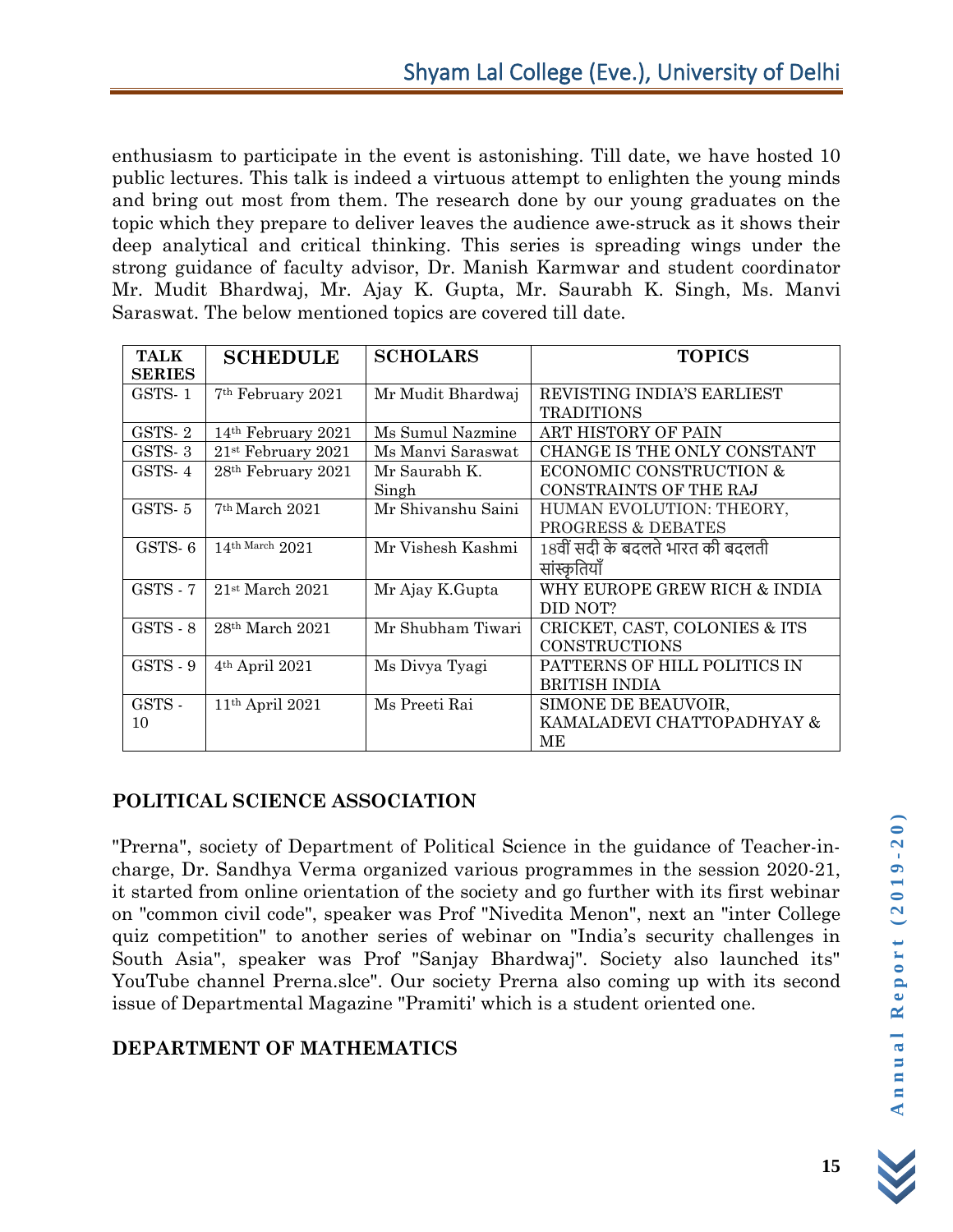enthusiasm to participate in the event is astonishing. Till date, we have hosted 10 public lectures. This talk is indeed a virtuous attempt to enlighten the young minds and bring out most from them. The research done by our young graduates on the topic which they prepare to deliver leaves the audience awe-struck as it shows their deep analytical and critical thinking. This series is spreading wings under the strong guidance of faculty advisor, Dr. Manish Karmwar and student coordinator Mr. Mudit Bhardwaj, Mr. Ajay K. Gupta, Mr. Saurabh K. Singh, Ms. Manvi Saraswat. The below mentioned topics are covered till date.

| TALK SERIES | SCHEDULE | SCHOLARS | TOPICS |
|---|---|---|---|
| GSTS- 1 | 7th February 2021 | Mr Mudit Bhardwaj | REVISTING INDIA'S EARLIEST TRADITIONS |
| GSTS- 2 | 14th February 2021 | Ms Sumul Nazmine | ART HISTORY OF PAIN |
| GSTS- 3 | 21st February 2021 | Ms Manvi Saraswat | CHANGE IS THE ONLY CONSTANT |
| GSTS- 4 | 28th February 2021 | Mr Saurabh K. Singh | ECONOMIC CONSTRUCTION & CONSTRAINTS OF THE RAJ |
| GSTS- 5 | 7th March 2021 | Mr Shivanshu Saini | HUMAN EVOLUTION: THEORY, PROGRESS & DEBATES |
| GSTS- 6 | 14th March 2021 | Mr Vishesh Kashmi | 18वीं सदी के बदलते भारत की बदलती सांस्कृतियाँ |
| GSTS - 7 | 21st March 2021 | Mr Ajay K.Gupta | WHY EUROPE GREW RICH & INDIA DID NOT? |
| GSTS - 8 | 28th March 2021 | Mr Shubham Tiwari | CRICKET, CAST, COLONIES & ITS CONSTRUCTIONS |
| GSTS - 9 | 4th April 2021 | Ms Divya Tyagi | PATTERNS OF HILL POLITICS IN BRITISH INDIA |
| GSTS - 10 | 11th April 2021 | Ms Preeti Rai | SIMONE DE BEAUVOIR, KAMALADEVI CHATTOPADHYAY & ME |

## POLITICAL SCIENCE ASSOCIATION

"Prerna", society of Department of Political Science in the guidance of Teacher-in-charge, Dr. Sandhya Verma organized various programmes in the session 2020-21, it started from online orientation of the society and go further with its first webinar on "common civil code", speaker was Prof "Nivedita Menon", next an "inter College quiz competition" to another series of webinar on "India's security challenges in South Asia", speaker was Prof "Sanjay Bhardwaj". Society also launched its" YouTube channel Prerna.slce". Our society Prerna also coming up with its second issue of Departmental Magazine "Pramiti' which is a student oriented one.

## DEPARTMENT OF MATHEMATICS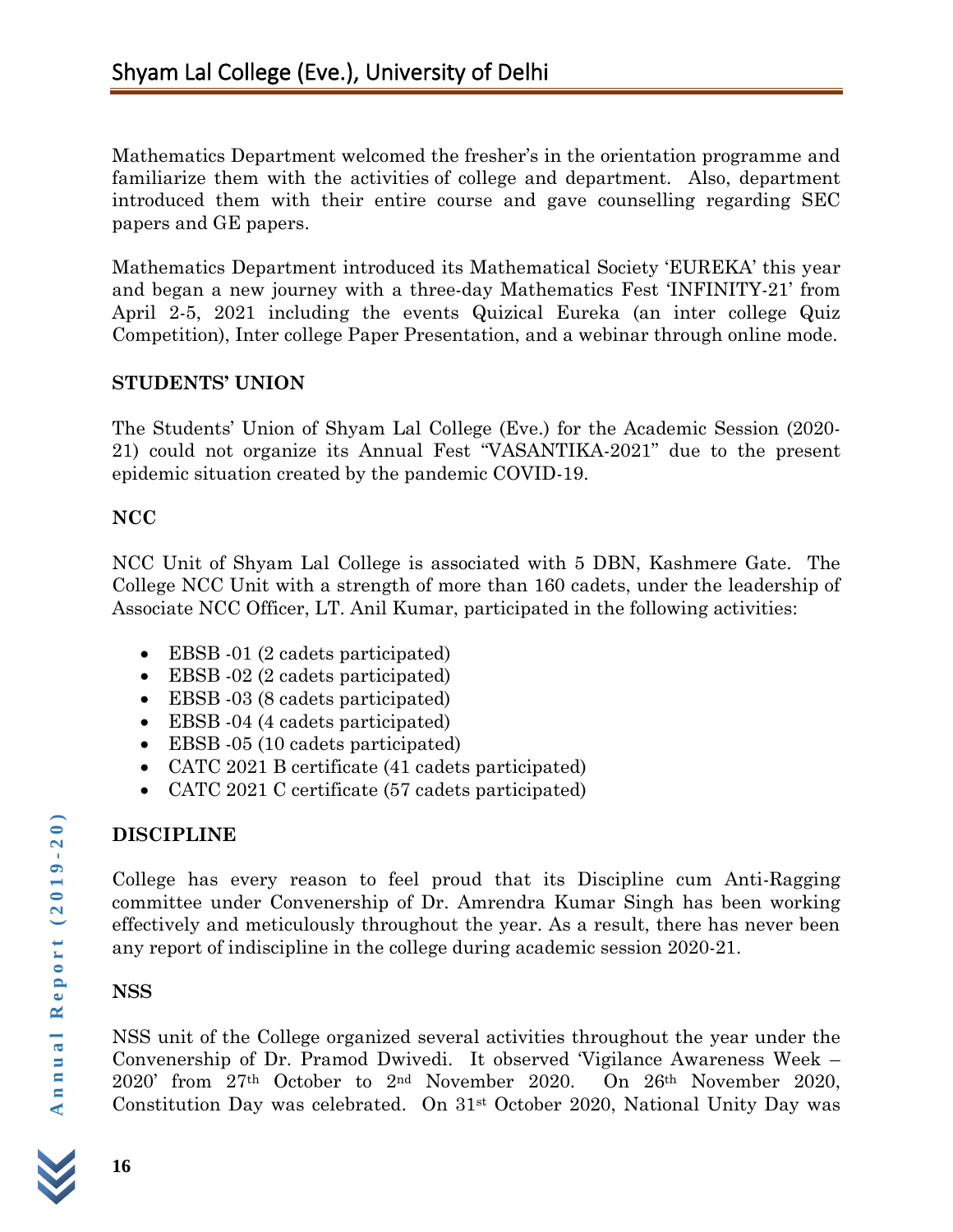Mathematics Department welcomed the fresher's in the orientation programme and familiarize them with the activities of college and department. Also, department introduced them with their entire course and gave counselling regarding SEC papers and GE papers.

Mathematics Department introduced its Mathematical Society 'EUREKA' this year and began a new journey with a three-day Mathematics Fest 'INFINITY-21' from April 2-5, 2021 including the events Quizical Eureka (an inter college Quiz Competition), Inter college Paper Presentation, and a webinar through online mode.

**STUDENTS' UNION**

The Students' Union of Shyam Lal College (Eve.) for the Academic Session (2020-21) could not organize its Annual Fest "VASANTIKA-2021" due to the present epidemic situation created by the pandemic COVID-19.

**NCC**

NCC Unit of Shyam Lal College is associated with 5 DBN, Kashmere Gate. The College NCC Unit with a strength of more than 160 cadets, under the leadership of Associate NCC Officer, LT. Anil Kumar, participated in the following activities:

- EBSB -01 (2 cadets participated)
- EBSB -02 (2 cadets participated)
- EBSB -03 (8 cadets participated)
- EBSB -04 (4 cadets participated)
- EBSB -05 (10 cadets participated)
- CATC 2021 B certificate (41 cadets participated)
- CATC 2021 C certificate (57 cadets participated)

**DISCIPLINE**

College has every reason to feel proud that its Discipline cum Anti-Ragging committee under Convenership of Dr. Amrendra Kumar Singh has been working effectively and meticulously throughout the year. As a result, there has never been any report of indiscipline in the college during academic session 2020-21.

**NSS**

NSS unit of the College organized several activities throughout the year under the Convenership of Dr. Pramod Dwivedi. It observed 'Vigilance Awareness Week – 2020' from 27th October to 2nd November 2020. On 26th November 2020, Constitution Day was celebrated. On 31st October 2020, National Unity Day was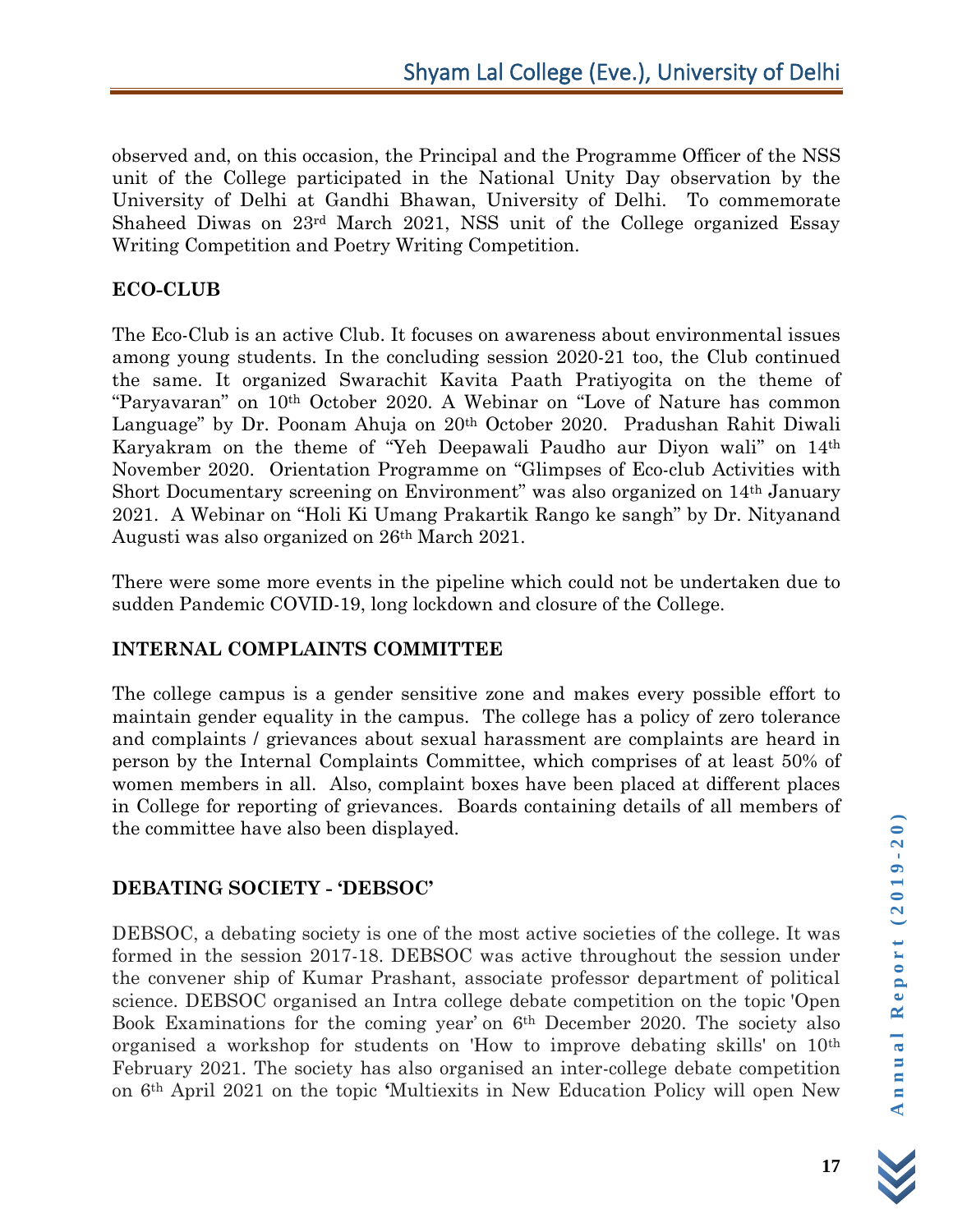observed and, on this occasion, the Principal and the Programme Officer of the NSS unit of the College participated in the National Unity Day observation by the University of Delhi at Gandhi Bhawan, University of Delhi. To commemorate Shaheed Diwas on 23rd March 2021, NSS unit of the College organized Essay Writing Competition and Poetry Writing Competition.

**ECO-CLUB**

The Eco-Club is an active Club. It focuses on awareness about environmental issues among young students. In the concluding session 2020-21 too, the Club continued the same. It organized Swarachit Kavita Paath Pratiyogita on the theme of "Paryavaran" on 10th October 2020. A Webinar on "Love of Nature has common Language" by Dr. Poonam Ahuja on 20th October 2020. Pradushan Rahit Diwali Karyakram on the theme of "Yeh Deepawali Paudho aur Diyon wali" on 14th November 2020. Orientation Programme on "Glimpses of Eco-club Activities with Short Documentary screening on Environment" was also organized on 14th January 2021. A Webinar on "Holi Ki Umang Prakartik Rango ke sangh" by Dr. Nityanand Augusti was also organized on 26th March 2021.

There were some more events in the pipeline which could not be undertaken due to sudden Pandemic COVID-19, long lockdown and closure of the College.

**INTERNAL COMPLAINTS COMMITTEE**

The college campus is a gender sensitive zone and makes every possible effort to maintain gender equality in the campus. The college has a policy of zero tolerance and complaints / grievances about sexual harassment are complaints are heard in person by the Internal Complaints Committee, which comprises of at least 50% of women members in all. Also, complaint boxes have been placed at different places in College for reporting of grievances. Boards containing details of all members of the committee have also been displayed.

**DEBATING SOCIETY - 'DEBSOC'**

DEBSOC, a debating society is one of the most active societies of the college. It was formed in the session 2017-18. DEBSOC was active throughout the session under the convener ship of Kumar Prashant, associate professor department of political science. DEBSOC organised an Intra college debate competition on the topic 'Open Book Examinations for the coming year' on 6th December 2020. The society also organised a workshop for students on 'How to improve debating skills' on 10th February 2021. The society has also organised an inter-college debate competition on 6th April 2021 on the topic 'Multiexits in New Education Policy will open New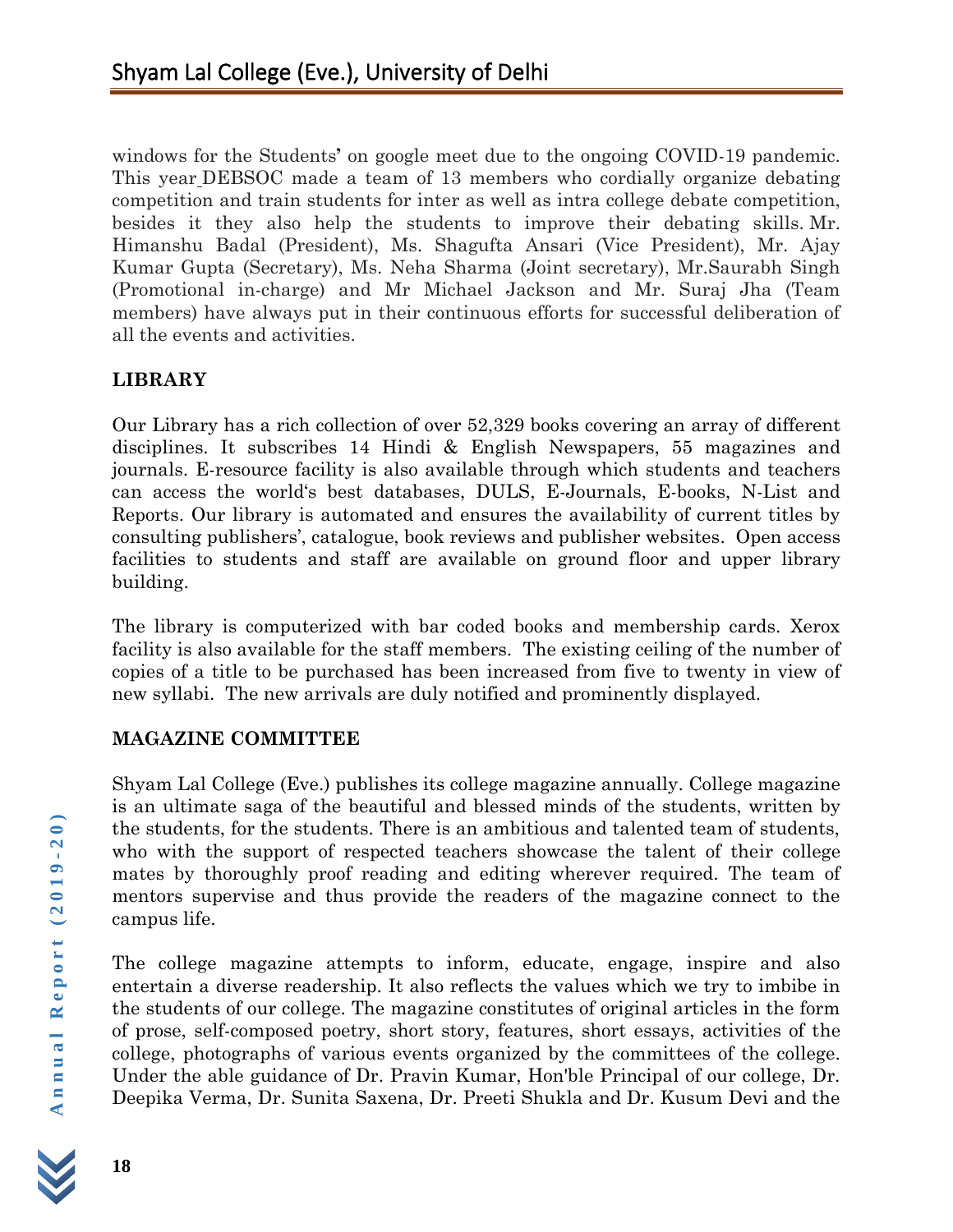windows for the Students' on google meet due to the ongoing COVID-19 pandemic. This year DEBSOC made a team of 13 members who cordially organize debating competition and train students for inter as well as intra college debate competition, besides it they also help the students to improve their debating skills. Mr. Himanshu Badal (President), Ms. Shagufta Ansari (Vice President), Mr. Ajay Kumar Gupta (Secretary), Ms. Neha Sharma (Joint secretary), Mr.Saurabh Singh (Promotional in-charge) and Mr Michael Jackson and Mr. Suraj Jha (Team members) have always put in their continuous efforts for successful deliberation of all the events and activities.

**LIBRARY**

Our Library has a rich collection of over 52,329 books covering an array of different disciplines. It subscribes 14 Hindi & English Newspapers, 55 magazines and journals. E-resource facility is also available through which students and teachers can access the world's best databases, DULS, E-Journals, E-books, N-List and Reports. Our library is automated and ensures the availability of current titles by consulting publishers', catalogue, book reviews and publisher websites. Open access facilities to students and staff are available on ground floor and upper library building.

The library is computerized with bar coded books and membership cards. Xerox facility is also available for the staff members. The existing ceiling of the number of copies of a title to be purchased has been increased from five to twenty in view of new syllabi. The new arrivals are duly notified and prominently displayed.

**MAGAZINE COMMITTEE**

Shyam Lal College (Eve.) publishes its college magazine annually. College magazine is an ultimate saga of the beautiful and blessed minds of the students, written by the students, for the students. There is an ambitious and talented team of students, who with the support of respected teachers showcase the talent of their college mates by thoroughly proof reading and editing wherever required. The team of mentors supervise and thus provide the readers of the magazine connect to the campus life.

The college magazine attempts to inform, educate, engage, inspire and also entertain a diverse readership. It also reflects the values which we try to imbibe in the students of our college. The magazine constitutes of original articles in the form of prose, self-composed poetry, short story, features, short essays, activities of the college, photographs of various events organized by the committees of the college. Under the able guidance of Dr. Pravin Kumar, Hon'ble Principal of our college, Dr. Deepika Verma, Dr. Sunita Saxena, Dr. Preeti Shukla and Dr. Kusum Devi and the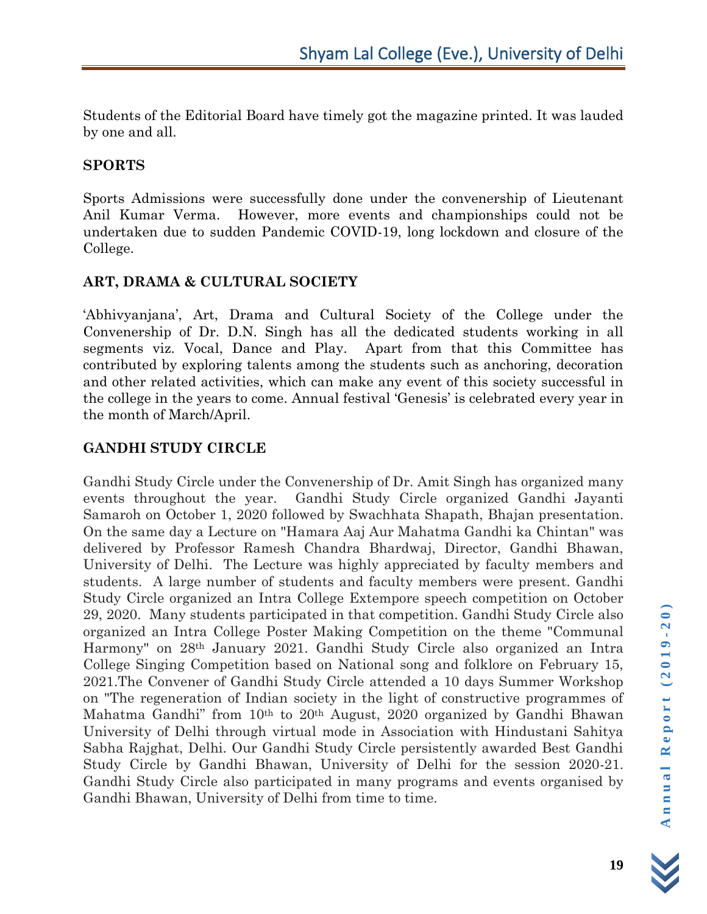Students of the Editorial Board have timely got the magazine printed. It was lauded by one and all.

## SPORTS

Sports Admissions were successfully done under the convenership of Lieutenant Anil Kumar Verma. However, more events and championships could not be undertaken due to sudden Pandemic COVID-19, long lockdown and closure of the College.

## ART, DRAMA & CULTURAL SOCIETY

'Abhivyanjana', Art, Drama and Cultural Society of the College under the Convenership of Dr. D.N. Singh has all the dedicated students working in all segments viz. Vocal, Dance and Play. Apart from that this Committee has contributed by exploring talents among the students such as anchoring, decoration and other related activities, which can make any event of this society successful in the college in the years to come. Annual festival 'Genesis' is celebrated every year in the month of March/April.

## GANDHI STUDY CIRCLE

Gandhi Study Circle under the Convenership of Dr. Amit Singh has organized many events throughout the year. Gandhi Study Circle organized Gandhi Jayanti Samaroh on October 1, 2020 followed by Swachhata Shapath, Bhajan presentation. On the same day a Lecture on "Hamara Aaj Aur Mahatma Gandhi ka Chintan" was delivered by Professor Ramesh Chandra Bhardwaj, Director, Gandhi Bhawan, University of Delhi. The Lecture was highly appreciated by faculty members and students. A large number of students and faculty members were present. Gandhi Study Circle organized an Intra College Extempore speech competition on October 29, 2020. Many students participated in that competition. Gandhi Study Circle also organized an Intra College Poster Making Competition on the theme "Communal Harmony" on 28th January 2021. Gandhi Study Circle also organized an Intra College Singing Competition based on National song and folklore on February 15, 2021.The Convener of Gandhi Study Circle attended a 10 days Summer Workshop on "The regeneration of Indian society in the light of constructive programmes of Mahatma Gandhi" from 10th to 20th August, 2020 organized by Gandhi Bhawan University of Delhi through virtual mode in Association with Hindustani Sahitya Sabha Rajghat, Delhi. Our Gandhi Study Circle persistently awarded Best Gandhi Study Circle by Gandhi Bhawan, University of Delhi for the session 2020-21. Gandhi Study Circle also participated in many programs and events organised by Gandhi Bhawan, University of Delhi from time to time.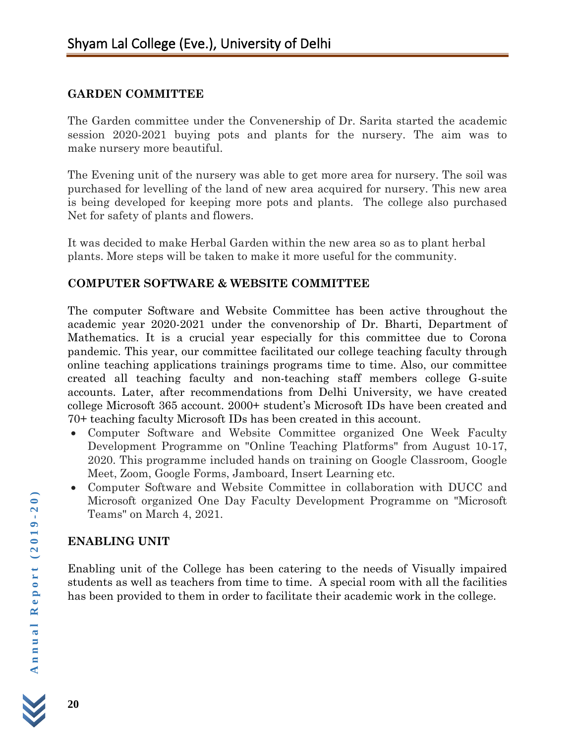## GARDEN COMMITTEE

The Garden committee under the Convenership of Dr. Sarita started the academic session 2020-2021 buying pots and plants for the nursery. The aim was to make nursery more beautiful.

The Evening unit of the nursery was able to get more area for nursery. The soil was purchased for levelling of the land of new area acquired for nursery. This new area is being developed for keeping more pots and plants. The college also purchased Net for safety of plants and flowers.

It was decided to make Herbal Garden within the new area so as to plant herbal plants. More steps will be taken to make it more useful for the community.

## COMPUTER SOFTWARE & WEBSITE COMMITTEE

The computer Software and Website Committee has been active throughout the academic year 2020-2021 under the convenorship of Dr. Bharti, Department of Mathematics. It is a crucial year especially for this committee due to Corona pandemic. This year, our committee facilitated our college teaching faculty through online teaching applications trainings programs time to time. Also, our committee created all teaching faculty and non-teaching staff members college G-suite accounts. Later, after recommendations from Delhi University, we have created college Microsoft 365 account. 2000+ student's Microsoft IDs have been created and 70+ teaching faculty Microsoft IDs has been created in this account.

- Computer Software and Website Committee organized One Week Faculty Development Programme on "Online Teaching Platforms" from August 10-17, 2020. This programme included hands on training on Google Classroom, Google Meet, Zoom, Google Forms, Jamboard, Insert Learning etc.
- Computer Software and Website Committee in collaboration with DUCC and Microsoft organized One Day Faculty Development Programme on "Microsoft Teams" on March 4, 2021.

## ENABLING UNIT

Enabling unit of the College has been catering to the needs of Visually impaired students as well as teachers from time to time. A special room with all the facilities has been provided to them in order to facilitate their academic work in the college.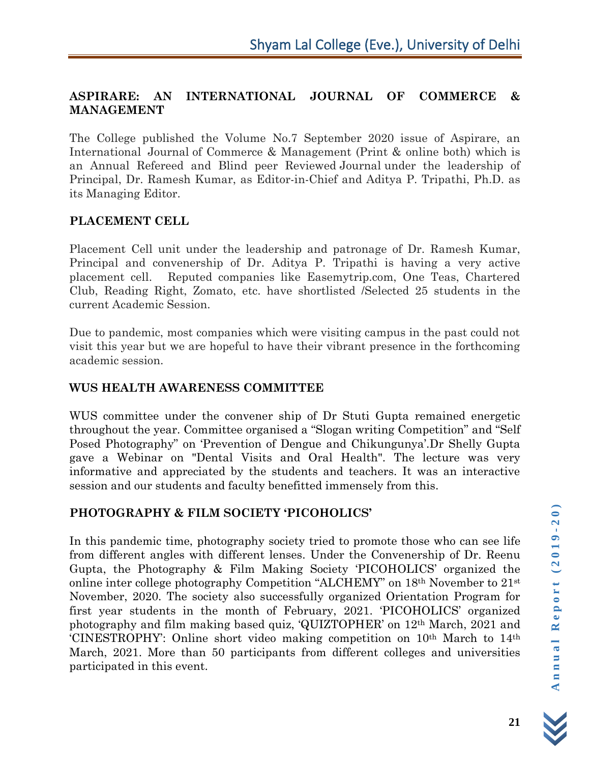## ASPIRARE: AN INTERNATIONAL JOURNAL OF COMMERCE & MANAGEMENT

The College published the Volume No.7 September 2020 issue of Aspirare, an International Journal of Commerce & Management (Print & online both) which is an Annual Refereed and Blind peer Reviewed Journal under the leadership of Principal, Dr. Ramesh Kumar, as Editor-in-Chief and Aditya P. Tripathi, Ph.D. as its Managing Editor.

## PLACEMENT CELL

Placement Cell unit under the leadership and patronage of Dr. Ramesh Kumar, Principal and convenership of Dr. Aditya P. Tripathi is having a very active placement cell. Reputed companies like Easemytrip.com, One Teas, Chartered Club, Reading Right, Zomato, etc. have shortlisted /Selected 25 students in the current Academic Session.

Due to pandemic, most companies which were visiting campus in the past could not visit this year but we are hopeful to have their vibrant presence in the forthcoming academic session.

## WUS HEALTH AWARENESS COMMITTEE

WUS committee under the convener ship of Dr Stuti Gupta remained energetic throughout the year. Committee organised a "Slogan writing Competition" and "Self Posed Photography" on 'Prevention of Dengue and Chikungunya'.Dr Shelly Gupta gave a Webinar on "Dental Visits and Oral Health". The lecture was very informative and appreciated by the students and teachers. It was an interactive session and our students and faculty benefitted immensely from this.

## PHOTOGRAPHY & FILM SOCIETY 'PICOHOLICS'

In this pandemic time, photography society tried to promote those who can see life from different angles with different lenses. Under the Convenership of Dr. Reenu Gupta, the Photography & Film Making Society 'PICOHOLICS' organized the online inter college photography Competition "ALCHEMY" on 18th November to 21st November, 2020. The society also successfully organized Orientation Program for first year students in the month of February, 2021. 'PICOHOLICS' organized photography and film making based quiz, 'QUIZTOPHER' on 12th March, 2021 and 'CINESTROPHY': Online short video making competition on 10th March to 14th March, 2021. More than 50 participants from different colleges and universities participated in this event.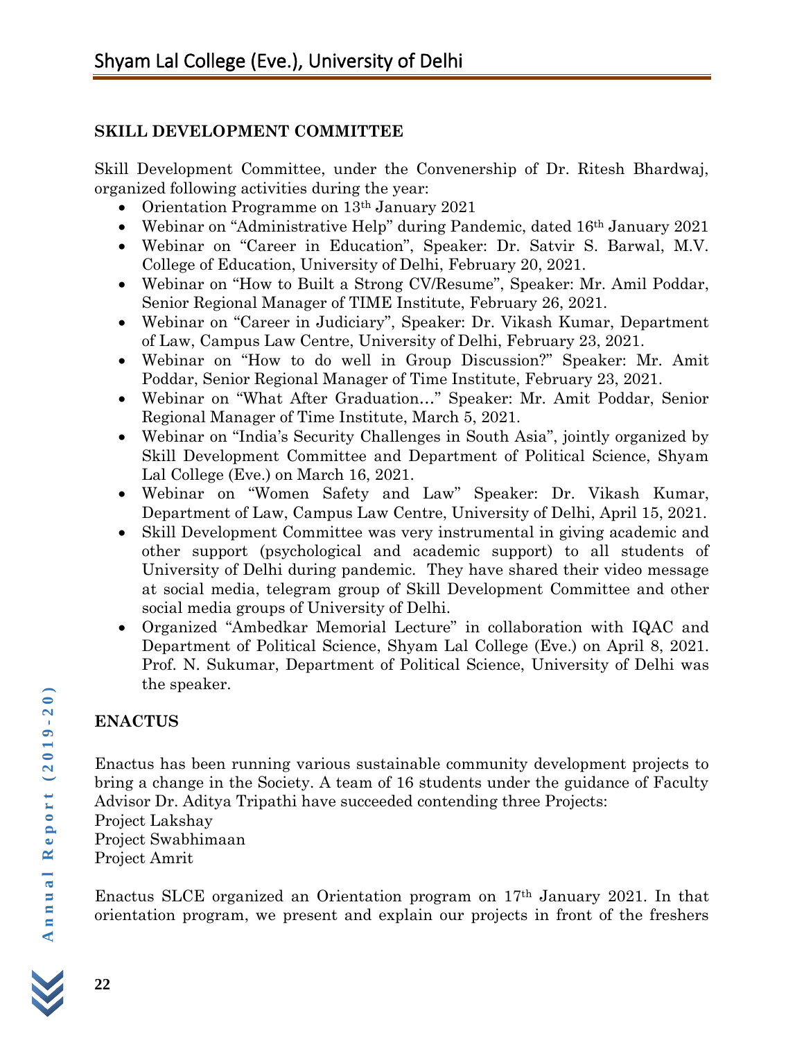## SKILL DEVELOPMENT COMMITTEE

Skill Development Committee, under the Convenership of Dr. Ritesh Bhardwaj, organized following activities during the year:

- Orientation Programme on 13th January 2021
- Webinar on "Administrative Help" during Pandemic, dated 16th January 2021
- Webinar on "Career in Education", Speaker: Dr. Satvir S. Barwal, M.V. College of Education, University of Delhi, February 20, 2021.
- Webinar on "How to Built a Strong CV/Resume", Speaker: Mr. Amil Poddar, Senior Regional Manager of TIME Institute, February 26, 2021.
- Webinar on "Career in Judiciary", Speaker: Dr. Vikash Kumar, Department of Law, Campus Law Centre, University of Delhi, February 23, 2021.
- Webinar on "How to do well in Group Discussion?" Speaker: Mr. Amit Poddar, Senior Regional Manager of Time Institute, February 23, 2021.
- Webinar on "What After Graduation…" Speaker: Mr. Amit Poddar, Senior Regional Manager of Time Institute, March 5, 2021.
- Webinar on "India's Security Challenges in South Asia", jointly organized by Skill Development Committee and Department of Political Science, Shyam Lal College (Eve.) on March 16, 2021.
- Webinar on "Women Safety and Law" Speaker: Dr. Vikash Kumar, Department of Law, Campus Law Centre, University of Delhi, April 15, 2021.
- Skill Development Committee was very instrumental in giving academic and other support (psychological and academic support) to all students of University of Delhi during pandemic. They have shared their video message at social media, telegram group of Skill Development Committee and other social media groups of University of Delhi.
- Organized "Ambedkar Memorial Lecture" in collaboration with IQAC and Department of Political Science, Shyam Lal College (Eve.) on April 8, 2021. Prof. N. Sukumar, Department of Political Science, University of Delhi was the speaker.

## ENACTUS

Enactus has been running various sustainable community development projects to bring a change in the Society. A team of 16 students under the guidance of Faculty Advisor Dr. Aditya Tripathi have succeeded contending three Projects:
Project Lakshay
Project Swabhimaan
Project Amrit

Enactus SLCE organized an Orientation program on 17th January 2021. In that orientation program, we present and explain our projects in front of the freshers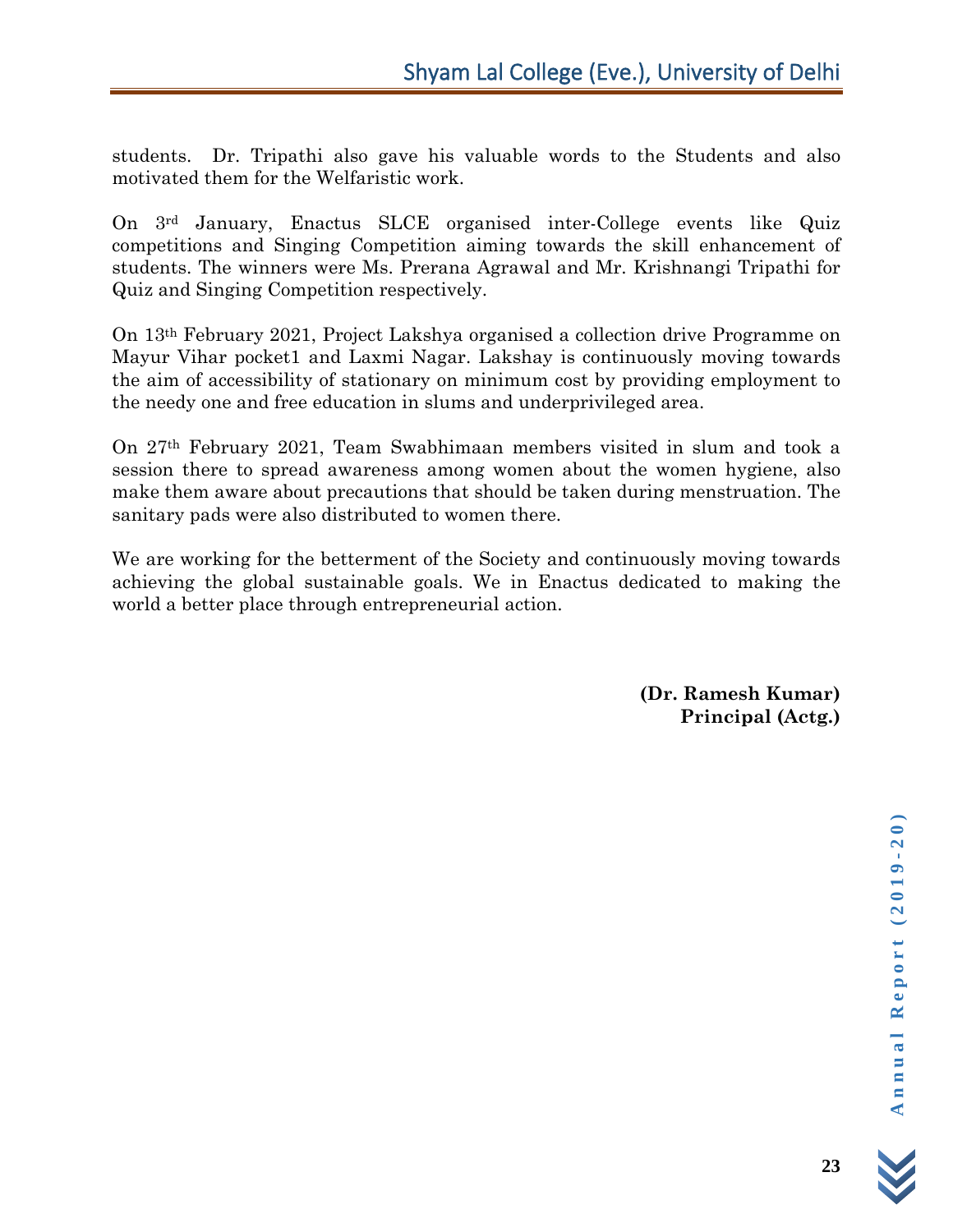students. Dr. Tripathi also gave his valuable words to the Students and also motivated them for the Welfaristic work.

On 3rd January, Enactus SLCE organised inter-College events like Quiz competitions and Singing Competition aiming towards the skill enhancement of students. The winners were Ms. Prerana Agrawal and Mr. Krishnangi Tripathi for Quiz and Singing Competition respectively.

On 13th February 2021, Project Lakshya organised a collection drive Programme on Mayur Vihar pocket1 and Laxmi Nagar. Lakshay is continuously moving towards the aim of accessibility of stationary on minimum cost by providing employment to the needy one and free education in slums and underprivileged area.

On 27th February 2021, Team Swabhimaan members visited in slum and took a session there to spread awareness among women about the women hygiene, also make them aware about precautions that should be taken during menstruation. The sanitary pads were also distributed to women there.

We are working for the betterment of the Society and continuously moving towards achieving the global sustainable goals. We in Enactus dedicated to making the world a better place through entrepreneurial action.

**(Dr. Ramesh Kumar)**
**Principal (Actg.)**